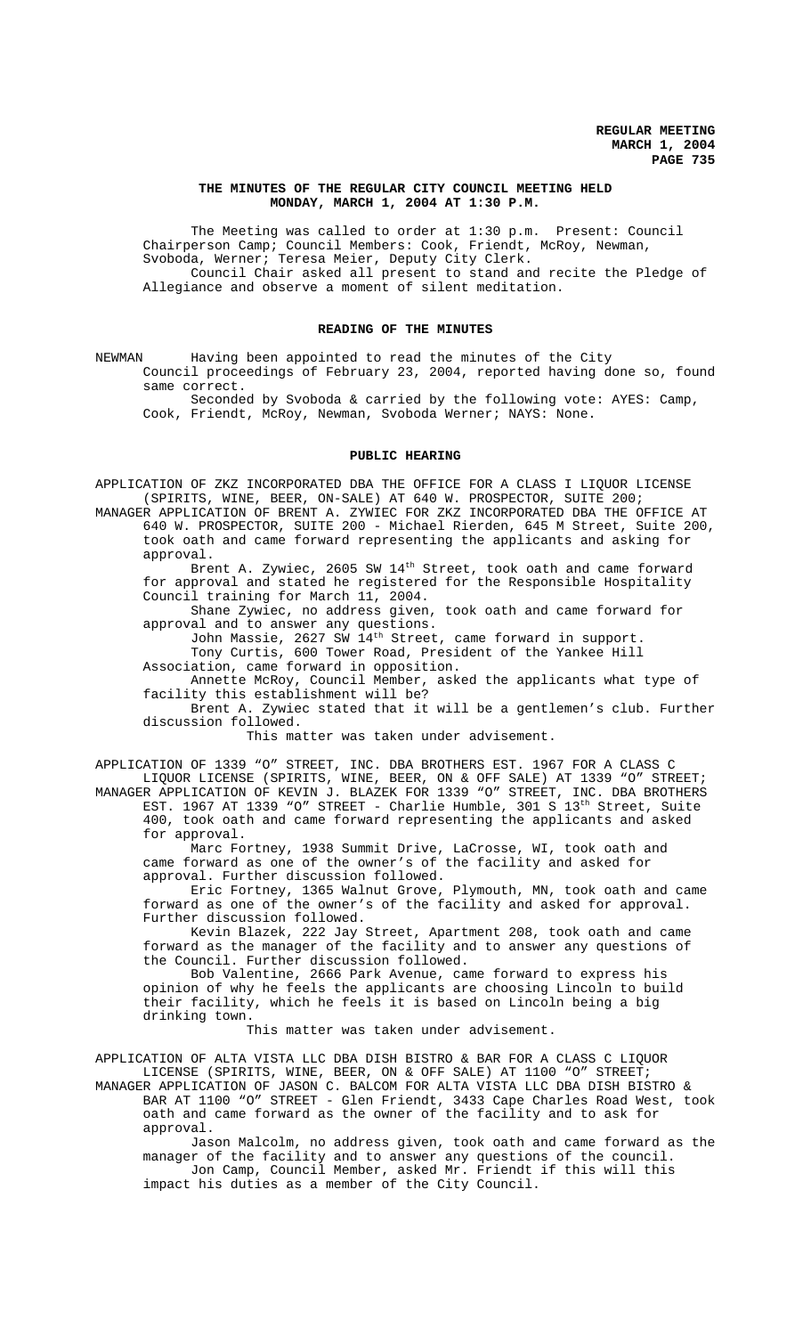**THE MINUTES OF THE REGULAR CITY COUNCIL MEETING HELD MONDAY, MARCH 1, 2004 AT 1:30 P.M.**

The Meeting was called to order at 1:30 p.m. Present: Council Chairperson Camp; Council Members: Cook, Friendt, McRoy, Newman, Svoboda, Werner; Teresa Meier, Deputy City Clerk.

Council Chair asked all present to stand and recite the Pledge of Allegiance and observe a moment of silent meditation.

**READING OF THE MINUTES**

NEWMAN Having been appointed to read the minutes of the City Council proceedings of February 23, 2004, reported having done so, found same correct.

Seconded by Svoboda & carried by the following vote: AYES: Camp, Cook, Friendt, McRoy, Newman, Svoboda Werner; NAYS: None.

**PUBLIC HEARING**

APPLICATION OF ZKZ INCORPORATED DBA THE OFFICE FOR A CLASS I LIQUOR LICENSE (SPIRITS, WINE, BEER, ON-SALE) AT 640 W. PROSPECTOR, SUITE 200;

MANAGER APPLICATION OF BRENT A. ZYWIEC FOR ZKZ INCORPORATED DBA THE OFFICE AT 640 W. PROSPECTOR, SUITE 200 - Michael Rierden, 645 M Street, Suite 200, took oath and came forward representing the applicants and asking for approval.

Brent A. Zywiec, 2605 SW 14th Street, took oath and came forward for approval and stated he registered for the Responsible Hospitality Council training for March 11, 2004.

Shane Zywiec, no address given, took oath and came forward for approval and to answer any questions.

John Massie, 2627 SW 14th Street, came forward in support.

Tony Curtis, 600 Tower Road, President of the Yankee Hill Association, came forward in opposition.

Annette McRoy, Council Member, asked the applicants what type of facility this establishment will be?

Brent A. Zywiec stated that it will be a gentlemen's club. Further discussion followed.

This matter was taken under advisement.

APPLICATION OF 1339 "O" STREET, INC. DBA BROTHERS EST. 1967 FOR A CLASS C LIQUOR LICENSE (SPIRITS, WINE, BEER, ON & OFF SALE) AT 1339 "O" STREET;

MANAGER APPLICATION OF KEVIN J. BLAZEK FOR 1339 "O" STREET, INC. DBA BROTHERS EST. 1967 AT 1339 "O" STREET - Charlie Humble, 301 S 13th Street, Suite 400, took oath and came forward representing the applicants and asked for approval.

Marc Fortney, 1938 Summit Drive, LaCrosse, WI, took oath and came forward as one of the owner's of the facility and asked for approval. Further discussion followed.

Eric Fortney, 1365 Walnut Grove, Plymouth, MN, took oath and came forward as one of the owner's of the facility and asked for approval. Further discussion followed.

Kevin Blazek, 222 Jay Street, Apartment 208, took oath and came forward as the manager of the facility and to answer any questions of the Council. Further discussion followed.

Bob Valentine, 2666 Park Avenue, came forward to express his opinion of why he feels the applicants are choosing Lincoln to build their facility, which he feels it is based on Lincoln being a big drinking town.

This matter was taken under advisement.

APPLICATION OF ALTA VISTA LLC DBA DISH BISTRO & BAR FOR A CLASS C LIQUOR LICENSE (SPIRITS, WINE, BEER, ON & OFF SALE) AT 1100 "O" STREET;

MANAGER APPLICATION OF JASON C. BALCOM FOR ALTA VISTA LLC DBA DISH BISTRO & BAR AT 1100 "O" STREET - Glen Friendt, 3433 Cape Charles Road West, took oath and came forward as the owner of the facility and to ask for approval.

Jason Malcolm, no address given, took oath and came forward as the manager of the facility and to answer any questions of the council.

Jon Camp, Council Member, asked Mr. Friendt if this will this impact his duties as a member of the City Council.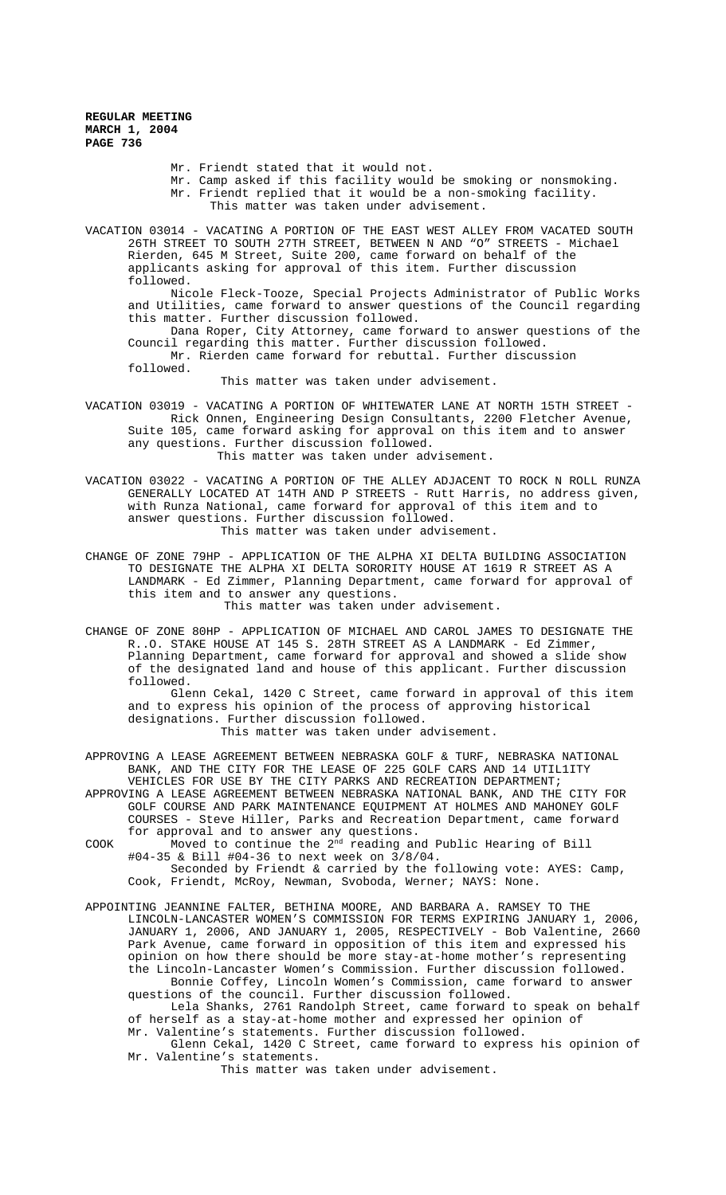Mr. Friendt stated that it would not.

Mr. Camp asked if this facility would be smoking or nonsmoking.

Mr. Friendt replied that it would be a non-smoking facility.

This matter was taken under advisement.

VACATION 03014 - VACATING A PORTION OF THE EAST WEST ALLEY FROM VACATED SOUTH 26TH STREET TO SOUTH 27TH STREET, BETWEEN N AND "O" STREETS - Michael Rierden, 645 M Street, Suite 200, came forward on behalf of the applicants asking for approval of this item. Further discussion followed.

Nicole Fleck-Tooze, Special Projects Administrator of Public Works and Utilities, came forward to answer questions of the Council regarding this matter. Further discussion followed.

Dana Roper, City Attorney, came forward to answer questions of the Council regarding this matter. Further discussion followed.

Mr. Rierden came forward for rebuttal. Further discussion followed.

This matter was taken under advisement.

VACATION 03019 - VACATING A PORTION OF WHITEWATER LANE AT NORTH 15TH STREET - Rick Onnen, Engineering Design Consultants, 2200 Fletcher Avenue, Suite 105, came forward asking for approval on this item and to answer any questions. Further discussion followed.

This matter was taken under advisement.

VACATION 03022 - VACATING A PORTION OF THE ALLEY ADJACENT TO ROCK N ROLL RUNZA GENERALLY LOCATED AT 14TH AND P STREETS - Rutt Harris, no address given, with Runza National, came forward for approval of this item and to answer questions. Further discussion followed.

This matter was taken under advisement.

CHANGE OF ZONE 79HP - APPLICATION OF THE ALPHA XI DELTA BUILDING ASSOCIATION TO DESIGNATE THE ALPHA XI DELTA SORORITY HOUSE AT 1619 R STREET AS A LANDMARK - Ed Zimmer, Planning Department, came forward for approval of this item and to answer any questions.

This matter was taken under advisement.

CHANGE OF ZONE 80HP - APPLICATION OF MICHAEL AND CAROL JAMES TO DESIGNATE THE R..O. STAKE HOUSE AT 145 S. 28TH STREET AS A LANDMARK - Ed Zimmer, Planning Department, came forward for approval and showed a slide show of the designated land and house of this applicant. Further discussion followed.

Glenn Cekal, 1420 C Street, came forward in approval of this item and to express his opinion of the process of approving historical designations. Further discussion followed.

This matter was taken under advisement.

APPROVING A LEASE AGREEMENT BETWEEN NEBRASKA GOLF & TURF, NEBRASKA NATIONAL BANK, AND THE CITY FOR THE LEASE OF 225 GOLF CARS AND 14 UTIL1ITY VEHICLES FOR USE BY THE CITY PARKS AND RECREATION DEPARTMENT;

APPROVING A LEASE AGREEMENT BETWEEN NEBRASKA NATIONAL BANK, AND THE CITY FOR GOLF COURSE AND PARK MAINTENANCE EQUIPMENT AT HOLMES AND MAHONEY GOLF COURSES - Steve Hiller, Parks and Recreation Department, came forward for approval and to answer any questions.

COOK Moved to continue the 2nd reading and Public Hearing of Bill #04-35 & Bill #04-36 to next week on 3/8/04.

Seconded by Friendt & carried by the following vote: AYES: Camp, Cook, Friendt, McRoy, Newman, Svoboda, Werner; NAYS: None.

APPOINTING JEANNINE FALTER, BETHINA MOORE, AND BARBARA A. RAMSEY TO THE LINCOLN-LANCASTER WOMEN'S COMMISSION FOR TERMS EXPIRING JANUARY 1, 2006, JANUARY 1, 2006, AND JANUARY 1, 2005, RESPECTIVELY - Bob Valentine, 2660 Park Avenue, came forward in opposition of this item and expressed his opinion on how there should be more stay-at-home mother's representing the Lincoln-Lancaster Women's Commission. Further discussion followed.

Bonnie Coffey, Lincoln Women's Commission, came forward to answer questions of the council. Further discussion followed.

Lela Shanks, 2761 Randolph Street, came forward to speak on behalf of herself as a stay-at-home mother and expressed her opinion of Mr. Valentine's statements. Further discussion followed.

Glenn Cekal, 1420 C Street, came forward to express his opinion of Mr. Valentine's statements.

This matter was taken under advisement.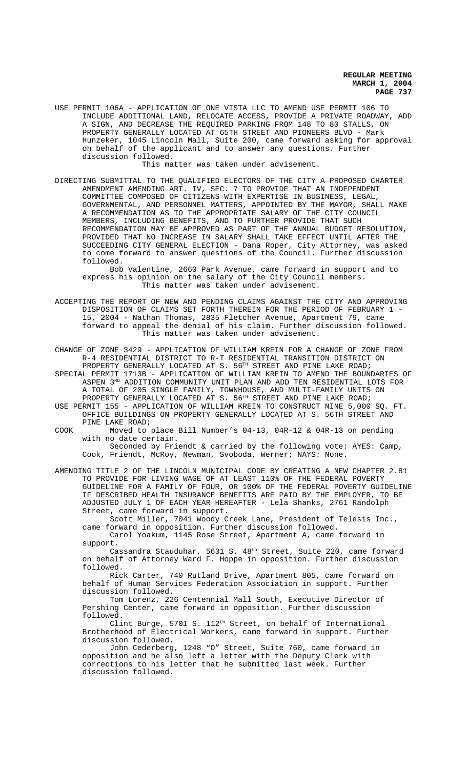USE PERMIT 106A - APPLICATION OF ONE VISTA LLC TO AMEND USE PERMIT 106 TO INCLUDE ADDITIONAL LAND, RELOCATE ACCESS, PROVIDE A PRIVATE ROADWAY, ADD A SIGN, AND DECREASE THE REQUIRED PARKING FROM 148 TO 80 STALLS, ON PROPERTY GENERALLY LOCATED AT 65TH STREET AND PIONEERS BLVD - Mark Hunzeker, 1045 Lincoln Mall, Suite 200, came forward asking for approval on behalf of the applicant and to answer any questions. Further discussion followed.

This matter was taken under advisement.

DIRECTING SUBMITTAL TO THE QUALIFIED ELECTORS OF THE CITY A PROPOSED CHARTER AMENDMENT AMENDING ART. IV, SEC. 7 TO PROVIDE THAT AN INDEPENDENT COMMITTEE COMPOSED OF CITIZENS WITH EXPERTISE IN BUSINESS, LEGAL, GOVERNMENTAL, AND PERSONNEL MATTERS, APPOINTED BY THE MAYOR, SHALL MAKE A RECOMMENDATION AS TO THE APPROPRIATE SALARY OF THE CITY COUNCIL MEMBERS, INCLUDING BENEFITS, AND TO FURTHER PROVIDE THAT SUCH RECOMMENDATION MAY BE APPROVED AS PART OF THE ANNUAL BUDGET RESOLUTION, PROVIDED THAT NO INCREASE IN SALARY SHALL TAKE EFFECT UNTIL AFTER THE SUCCEEDING CITY GENERAL ELECTION - Dana Roper, City Attorney, was asked to come forward to answer questions of the Council. Further discussion followed.

Bob Valentine, 2660 Park Avenue, came forward in support and to express his opinion on the salary of the City Council members.

This matter was taken under advisement.

ACCEPTING THE REPORT OF NEW AND PENDING CLAIMS AGAINST THE CITY AND APPROVING DISPOSITION OF CLAIMS SET FORTH THEREIN FOR THE PERIOD OF FEBRUARY 1 - 15, 2004 - Nathan Thomas, 2835 Fletcher Avenue, Apartment 79, came forward to appeal the denial of his claim. Further discussion followed.

This matter was taken under advisement.

CHANGE OF ZONE 3429 - APPLICATION OF WILLIAM KREIN FOR A CHANGE OF ZONE FROM R-4 RESIDENTIAL DISTRICT TO R-T RESIDENTIAL TRANSITION DISTRICT ON PROPERTY GENERALLY LOCATED AT S. 56TH STREET AND PINE LAKE ROAD;

SPECIAL PERMIT 1713B - APPLICATION OF WILLIAM KREIN TO AMEND THE BOUNDARIES OF ASPEN 3RD ADDITION COMMUNITY UNIT PLAN AND ADD TEN RESIDENTIAL LOTS FOR A TOTAL OF 205 SINGLE FAMILY, TOWNHOUSE, AND MULTI-FAMILY UNITS ON PROPERTY GENERALLY LOCATED AT S. 56TH STREET AND PINE LAKE ROAD;

USE PERMIT 155 - APPLICATION OF WILLIAM KREIN TO CONSTRUCT NINE 5,000 SQ. FT. OFFICE BUILDINGS ON PROPERTY GENERALLY LOCATED AT S. 56TH STREET AND PINE LAKE ROAD;

COOK Moved to place Bill Number's 04-13, 04R-12 & 04R-13 on pending with no date certain.

Seconded by Friendt & carried by the following vote: AYES: Camp, Cook, Friendt, McRoy, Newman, Svoboda, Werner; NAYS: None.

AMENDING TITLE 2 OF THE LINCOLN MUNICIPAL CODE BY CREATING A NEW CHAPTER 2.81 TO PROVIDE FOR LIVING WAGE OF AT LEAST 110% OF THE FEDERAL POVERTY GUIDELINE FOR A FAMILY OF FOUR, OR 100% OF THE FEDERAL POVERTY GUIDELINE IF DESCRIBED HEALTH INSURANCE BENEFITS ARE PAID BY THE EMPLOYER, TO BE ADJUSTED JULY 1 OF EACH YEAR HEREAFTER - Lela Shanks, 2761 Randolph Street, came forward in support.

Scott Miller, 7041 Woody Creek Lane, President of Telesis Inc., came forward in opposition. Further discussion followed.

Carol Yoakum, 1145 Rose Street, Apartment A, came forward in support.

Cassandra Stauduhar, 5631 S. 48th Street, Suite 220, came forward on behalf of Attorney Ward F. Hoppe in opposition. Further discussion followed.

Rick Carter, 740 Rutland Drive, Apartment 805, came forward on behalf of Human Services Federation Association in support. Further discussion followed.

Tom Lorenz, 226 Centennial Mall South, Executive Director of Pershing Center, came forward in opposition. Further discussion followed.

Clint Burge, 5701 S. 112th Street, on behalf of International Brotherhood of Electrical Workers, came forward in support. Further discussion followed.

John Cederberg, 1248 "O" Street, Suite 760, came forward in opposition and he also left a letter with the Deputy Clerk with corrections to his letter that he submitted last week. Further discussion followed.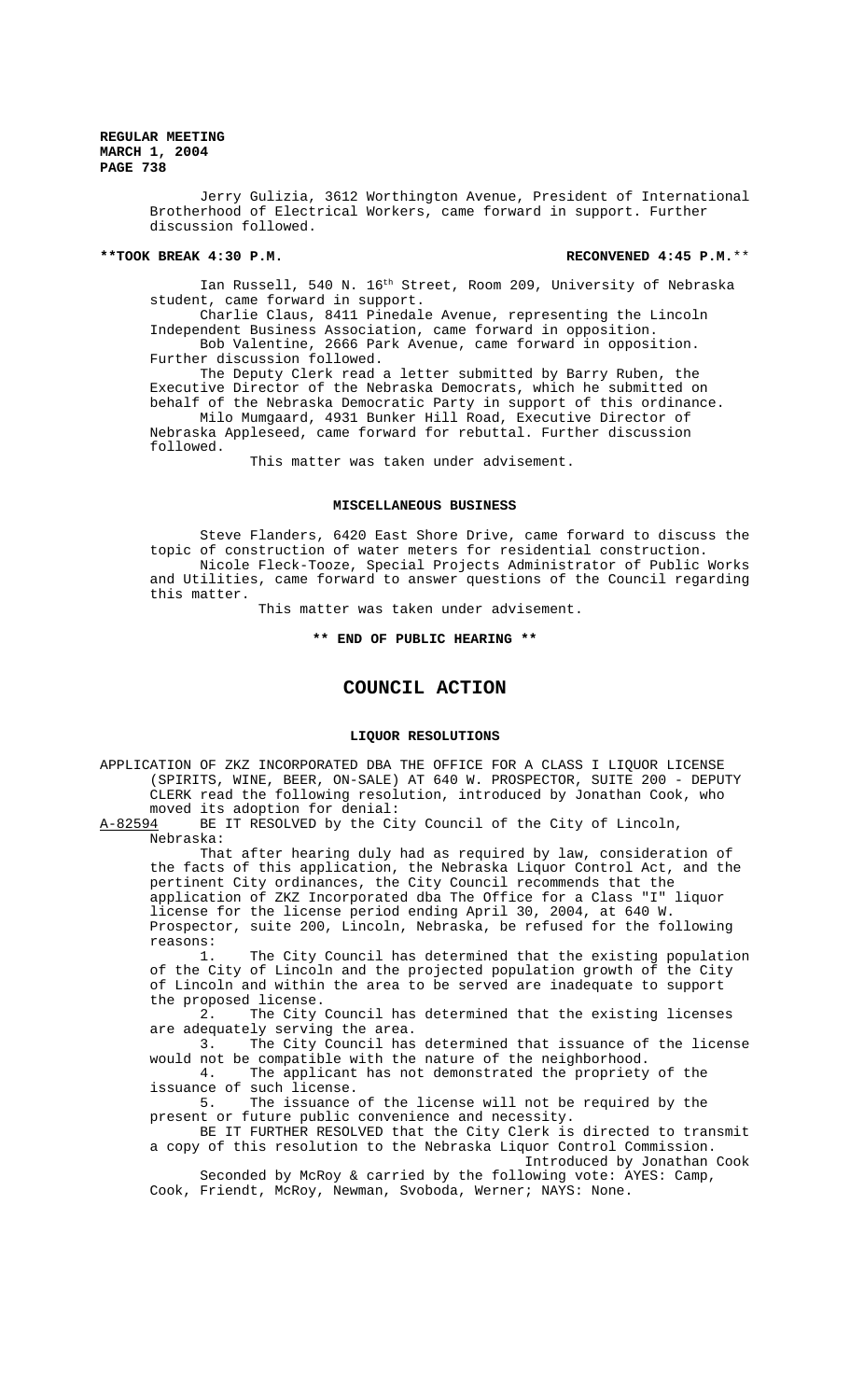Jerry Gulizia, 3612 Worthington Avenue, President of International Brotherhood of Electrical Workers, came forward in support. Further discussion followed.

**\*\*TOOK BREAK 4:30 P.M. RECONVENED 4:45 P.M.\*\***

Ian Russell, 540 N. 16th Street, Room 209, University of Nebraska student, came forward in support.

Charlie Claus, 8411 Pinedale Avenue, representing the Lincoln Independent Business Association, came forward in opposition.

Bob Valentine, 2666 Park Avenue, came forward in opposition. Further discussion followed.

The Deputy Clerk read a letter submitted by Barry Ruben, the Executive Director of the Nebraska Democrats, which he submitted on behalf of the Nebraska Democratic Party in support of this ordinance.

Milo Mumgaard, 4931 Bunker Hill Road, Executive Director of Nebraska Appleseed, came forward for rebuttal. Further discussion followed.

This matter was taken under advisement.

**MISCELLANEOUS BUSINESS**

Steve Flanders, 6420 East Shore Drive, came forward to discuss the topic of construction of water meters for residential construction.

Nicole Fleck-Tooze, Special Projects Administrator of Public Works and Utilities, came forward to answer questions of the Council regarding this matter.

This matter was taken under advisement.

**\*\* END OF PUBLIC HEARING \*\***

# COUNCIL ACTION

**LIQUOR RESOLUTIONS**

APPLICATION OF ZKZ INCORPORATED DBA THE OFFICE FOR A CLASS I LIQUOR LICENSE (SPIRITS, WINE, BEER, ON-SALE) AT 640 W. PROSPECTOR, SUITE 200 - DEPUTY CLERK read the following resolution, introduced by Jonathan Cook, who moved its adoption for denial:

A-82594 BE IT RESOLVED by the City Council of the City of Lincoln, Nebraska:

That after hearing duly had as required by law, consideration of the facts of this application, the Nebraska Liquor Control Act, and the pertinent City ordinances, the City Council recommends that the application of ZKZ Incorporated dba The Office for a Class "I" liquor license for the license period ending April 30, 2004, at 640 W. Prospector, suite 200, Lincoln, Nebraska, be refused for the following reasons:

1. The City Council has determined that the existing population of the City of Lincoln and the projected population growth of the City of Lincoln and within the area to be served are inadequate to support the proposed license.
2. The City Council has determined that the existing licenses are adequately serving the area.
3. The City Council has determined that issuance of the license would not be compatible with the nature of the neighborhood.
4. The applicant has not demonstrated the propriety of the issuance of such license.
5. The issuance of the license will not be required by the present or future public convenience and necessity.

BE IT FURTHER RESOLVED that the City Clerk is directed to transmit a copy of this resolution to the Nebraska Liquor Control Commission.

Introduced by Jonathan Cook

Seconded by McRoy & carried by the following vote: AYES: Camp, Cook, Friendt, McRoy, Newman, Svoboda, Werner; NAYS: None.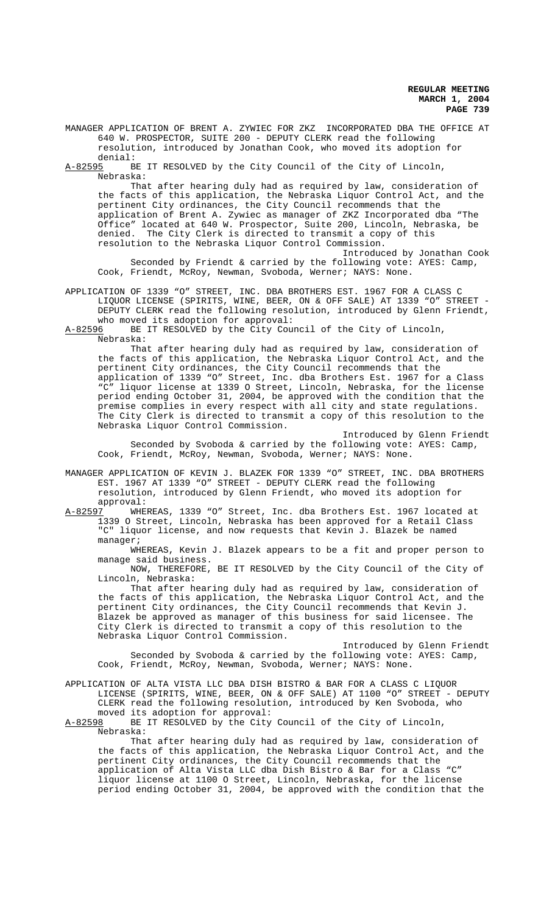MANAGER APPLICATION OF BRENT A. ZYWIEC FOR ZKZ INCORPORATED DBA THE OFFICE AT 640 W. PROSPECTOR, SUITE 200 - DEPUTY CLERK read the following resolution, introduced by Jonathan Cook, who moved its adoption for denial:

A-82595 BE IT RESOLVED by the City Council of the City of Lincoln, Nebraska:

That after hearing duly had as required by law, consideration of the facts of this application, the Nebraska Liquor Control Act, and the pertinent City ordinances, the City Council recommends that the application of Brent A. Zywiec as manager of ZKZ Incorporated dba "The Office" located at 640 W. Prospector, Suite 200, Lincoln, Nebraska, be denied. The City Clerk is directed to transmit a copy of this resolution to the Nebraska Liquor Control Commission.

Introduced by Jonathan Cook

Seconded by Friendt & carried by the following vote: AYES: Camp, Cook, Friendt, McRoy, Newman, Svoboda, Werner; NAYS: None.

APPLICATION OF 1339 "O" STREET, INC. DBA BROTHERS EST. 1967 FOR A CLASS C LIQUOR LICENSE (SPIRITS, WINE, BEER, ON & OFF SALE) AT 1339 "O" STREET - DEPUTY CLERK read the following resolution, introduced by Glenn Friendt, who moved its adoption for approval:

A-82596 BE IT RESOLVED by the City Council of the City of Lincoln, Nebraska:

That after hearing duly had as required by law, consideration of the facts of this application, the Nebraska Liquor Control Act, and the pertinent City ordinances, the City Council recommends that the application of 1339 "O" Street, Inc. dba Brothers Est. 1967 for a Class "C" liquor license at 1339 O Street, Lincoln, Nebraska, for the license period ending October 31, 2004, be approved with the condition that the premise complies in every respect with all city and state regulations. The City Clerk is directed to transmit a copy of this resolution to the Nebraska Liquor Control Commission.

Introduced by Glenn Friendt

Seconded by Svoboda & carried by the following vote: AYES: Camp, Cook, Friendt, McRoy, Newman, Svoboda, Werner; NAYS: None.

MANAGER APPLICATION OF KEVIN J. BLAZEK FOR 1339 "O" STREET, INC. DBA BROTHERS EST. 1967 AT 1339 "O" STREET - DEPUTY CLERK read the following resolution, introduced by Glenn Friendt, who moved its adoption for approval:

A-82597 WHEREAS, 1339 "O" Street, Inc. dba Brothers Est. 1967 located at 1339 O Street, Lincoln, Nebraska has been approved for a Retail Class "C" liquor license, and now requests that Kevin J. Blazek be named manager;

WHEREAS, Kevin J. Blazek appears to be a fit and proper person to manage said business.

NOW, THEREFORE, BE IT RESOLVED by the City Council of the City of Lincoln, Nebraska:

That after hearing duly had as required by law, consideration of the facts of this application, the Nebraska Liquor Control Act, and the pertinent City ordinances, the City Council recommends that Kevin J. Blazek be approved as manager of this business for said licensee. The City Clerk is directed to transmit a copy of this resolution to the Nebraska Liquor Control Commission.

Introduced by Glenn Friendt

Seconded by Svoboda & carried by the following vote: AYES: Camp, Cook, Friendt, McRoy, Newman, Svoboda, Werner; NAYS: None.

APPLICATION OF ALTA VISTA LLC DBA DISH BISTRO & BAR FOR A CLASS C LIQUOR LICENSE (SPIRITS, WINE, BEER, ON & OFF SALE) AT 1100 "O" STREET - DEPUTY CLERK read the following resolution, introduced by Ken Svoboda, who moved its adoption for approval:

A-82598 BE IT RESOLVED by the City Council of the City of Lincoln, Nebraska:

That after hearing duly had as required by law, consideration of the facts of this application, the Nebraska Liquor Control Act, and the pertinent City ordinances, the City Council recommends that the application of Alta Vista LLC dba Dish Bistro & Bar for a Class "C" liquor license at 1100 O Street, Lincoln, Nebraska, for the license period ending October 31, 2004, be approved with the condition that the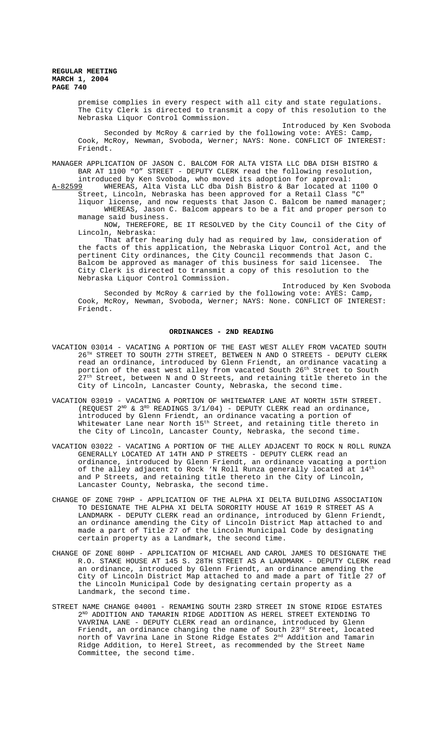premise complies in every respect with all city and state regulations. The City Clerk is directed to transmit a copy of this resolution to the Nebraska Liquor Control Commission.

Introduced by Ken Svoboda

Seconded by McRoy & carried by the following vote: AYES: Camp, Cook, McRoy, Newman, Svoboda, Werner; NAYS: None. CONFLICT OF INTEREST: Friendt.

MANAGER APPLICATION OF JASON C. BALCOM FOR ALTA VISTA LLC DBA DISH BISTRO & BAR AT 1100 "O" STREET - DEPUTY CLERK read the following resolution, introduced by Ken Svoboda, who moved its adoption for approval:

A-82599 WHEREAS, Alta Vista LLC dba Dish Bistro & Bar located at 1100 O Street, Lincoln, Nebraska has been approved for a Retail Class "C" liquor license, and now requests that Jason C. Balcom be named manager;

WHEREAS, Jason C. Balcom appears to be a fit and proper person to manage said business.

NOW, THEREFORE, BE IT RESOLVED by the City Council of the City of Lincoln, Nebraska:

That after hearing duly had as required by law, consideration of the facts of this application, the Nebraska Liquor Control Act, and the pertinent City ordinances, the City Council recommends that Jason C. Balcom be approved as manager of this business for said licensee. The City Clerk is directed to transmit a copy of this resolution to the Nebraska Liquor Control Commission.

Introduced by Ken Svoboda

Seconded by McRoy & carried by the following vote: AYES: Camp, Cook, McRoy, Newman, Svoboda, Werner; NAYS: None. CONFLICT OF INTEREST: Friendt.

## ORDINANCES - 2ND READING

VACATION 03014 - VACATING A PORTION OF THE EAST WEST ALLEY FROM VACATED SOUTH 26TH STREET TO SOUTH 27TH STREET, BETWEEN N AND O STREETS - DEPUTY CLERK read an ordinance, introduced by Glenn Friendt, an ordinance vacating a portion of the east west alley from vacated South 26th Street to South 27th Street, between N and O Streets, and retaining title thereto in the City of Lincoln, Lancaster County, Nebraska, the second time.

VACATION 03019 - VACATING A PORTION OF WHITEWATER LANE AT NORTH 15TH STREET. (REQUEST 2ND & 3RD READINGS 3/1/04) - DEPUTY CLERK read an ordinance, introduced by Glenn Friendt, an ordinance vacating a portion of Whitewater Lane near North 15th Street, and retaining title thereto in the City of Lincoln, Lancaster County, Nebraska, the second time.

VACATION 03022 - VACATING A PORTION OF THE ALLEY ADJACENT TO ROCK N ROLL RUNZA GENERALLY LOCATED AT 14TH AND P STREETS - DEPUTY CLERK read an ordinance, introduced by Glenn Friendt, an ordinance vacating a portion of the alley adjacent to Rock 'N Roll Runza generally located at 14th and P Streets, and retaining title thereto in the City of Lincoln, Lancaster County, Nebraska, the second time.

CHANGE OF ZONE 79HP - APPLICATION OF THE ALPHA XI DELTA BUILDING ASSOCIATION TO DESIGNATE THE ALPHA XI DELTA SORORITY HOUSE AT 1619 R STREET AS A LANDMARK - DEPUTY CLERK read an ordinance, introduced by Glenn Friendt, an ordinance amending the City of Lincoln District Map attached to and made a part of Title 27 of the Lincoln Municipal Code by designating certain property as a Landmark, the second time.

CHANGE OF ZONE 80HP - APPLICATION OF MICHAEL AND CAROL JAMES TO DESIGNATE THE R.O. STAKE HOUSE AT 145 S. 28TH STREET AS A LANDMARK - DEPUTY CLERK read an ordinance, introduced by Glenn Friendt, an ordinance amending the City of Lincoln District Map attached to and made a part of Title 27 of the Lincoln Municipal Code by designating certain property as a Landmark, the second time.

STREET NAME CHANGE 04001 - RENAMING SOUTH 23RD STREET IN STONE RIDGE ESTATES 2ND ADDITION AND TAMARIN RIDGE ADDITION AS HEREL STREET EXTENDING TO VAVRINA LANE - DEPUTY CLERK read an ordinance, introduced by Glenn Friendt, an ordinance changing the name of South 23rd Street, located north of Vavrina Lane in Stone Ridge Estates 2nd Addition and Tamarin Ridge Addition, to Herel Street, as recommended by the Street Name Committee, the second time.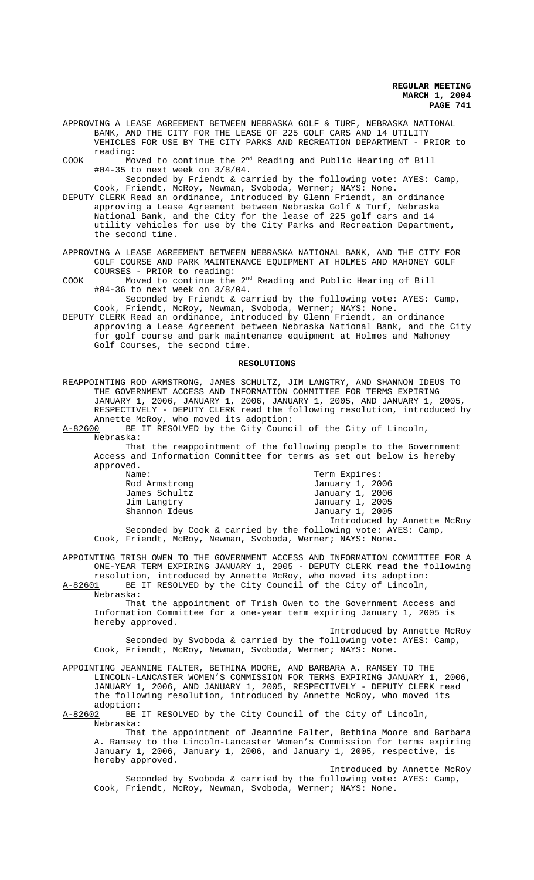APPROVING A LEASE AGREEMENT BETWEEN NEBRASKA GOLF & TURF, NEBRASKA NATIONAL BANK, AND THE CITY FOR THE LEASE OF 225 GOLF CARS AND 14 UTILITY VEHICLES FOR USE BY THE CITY PARKS AND RECREATION DEPARTMENT - PRIOR to reading:

COOK Moved to continue the 2nd Reading and Public Hearing of Bill #04-35 to next week on 3/8/04.

Seconded by Friendt & carried by the following vote: AYES: Camp, Cook, Friendt, McRoy, Newman, Svoboda, Werner; NAYS: None.

DEPUTY CLERK Read an ordinance, introduced by Glenn Friendt, an ordinance approving a Lease Agreement between Nebraska Golf & Turf, Nebraska National Bank, and the City for the lease of 225 golf cars and 14 utility vehicles for use by the City Parks and Recreation Department, the second time.

APPROVING A LEASE AGREEMENT BETWEEN NEBRASKA NATIONAL BANK, AND THE CITY FOR GOLF COURSE AND PARK MAINTENANCE EQUIPMENT AT HOLMES AND MAHONEY GOLF COURSES - PRIOR to reading:

COOK Moved to continue the 2nd Reading and Public Hearing of Bill #04-36 to next week on 3/8/04.

Seconded by Friendt & carried by the following vote: AYES: Camp, Cook, Friendt, McRoy, Newman, Svoboda, Werner; NAYS: None.

DEPUTY CLERK Read an ordinance, introduced by Glenn Friendt, an ordinance approving a Lease Agreement between Nebraska National Bank, and the City for golf course and park maintenance equipment at Holmes and Mahoney Golf Courses, the second time.

## RESOLUTIONS

REAPPOINTING ROD ARMSTRONG, JAMES SCHULTZ, JIM LANGTRY, AND SHANNON IDEUS TO THE GOVERNMENT ACCESS AND INFORMATION COMMITTEE FOR TERMS EXPIRING JANUARY 1, 2006, JANUARY 1, 2006, JANUARY 1, 2005, AND JANUARY 1, 2005, RESPECTIVELY - DEPUTY CLERK read the following resolution, introduced by Annette McRoy, who moved its adoption:

A-82600 BE IT RESOLVED by the City Council of the City of Lincoln, Nebraska:

That the reappointment of the following people to the Government Access and Information Committee for terms as set out below is hereby approved.

| Name: | Term Expires: |
|---|---|
| Rod Armstrong | January 1, 2006 |
| James Schultz | January 1, 2006 |
| Jim Langtry | January 1, 2005 |
| Shannon Ideus | January 1, 2005 |

Introduced by Annette McRoy

Seconded by Cook & carried by the following vote: AYES: Camp, Cook, Friendt, McRoy, Newman, Svoboda, Werner; NAYS: None.

APPOINTING TRISH OWEN TO THE GOVERNMENT ACCESS AND INFORMATION COMMITTEE FOR A ONE-YEAR TERM EXPIRING JANUARY 1, 2005 - DEPUTY CLERK read the following resolution, introduced by Annette McRoy, who moved its adoption:

A-82601 BE IT RESOLVED by the City Council of the City of Lincoln, Nebraska:

That the appointment of Trish Owen to the Government Access and Information Committee for a one-year term expiring January 1, 2005 is hereby approved.

Introduced by Annette McRoy

Seconded by Svoboda & carried by the following vote: AYES: Camp, Cook, Friendt, McRoy, Newman, Svoboda, Werner; NAYS: None.

APPOINTING JEANNINE FALTER, BETHINA MOORE, AND BARBARA A. RAMSEY TO THE LINCOLN-LANCASTER WOMEN'S COMMISSION FOR TERMS EXPIRING JANUARY 1, 2006, JANUARY 1, 2006, AND JANUARY 1, 2005, RESPECTIVELY - DEPUTY CLERK read the following resolution, introduced by Annette McRoy, who moved its adoption:

A-82602 BE IT RESOLVED by the City Council of the City of Lincoln, Nebraska:

That the appointment of Jeannine Falter, Bethina Moore and Barbara A. Ramsey to the Lincoln-Lancaster Women's Commission for terms expiring January 1, 2006, January 1, 2006, and January 1, 2005, respective, is hereby approved.

Introduced by Annette McRoy

Seconded by Svoboda & carried by the following vote: AYES: Camp, Cook, Friendt, McRoy, Newman, Svoboda, Werner; NAYS: None.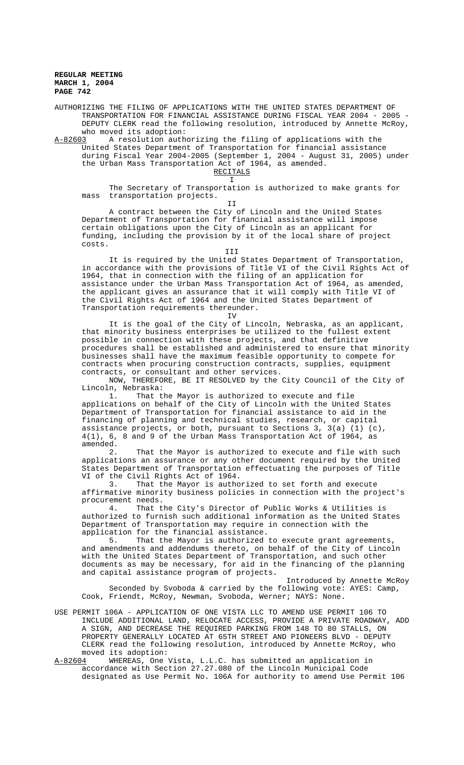AUTHORIZING THE FILING OF APPLICATIONS WITH THE UNITED STATES DEPARTMENT OF TRANSPORTATION FOR FINANCIAL ASSISTANCE DURING FISCAL YEAR 2004 - 2005 - DEPUTY CLERK read the following resolution, introduced by Annette McRoy, who moved its adoption:

A-82603 A resolution authorizing the filing of applications with the United States Department of Transportation for financial assistance during Fiscal Year 2004-2005 (September 1, 2004 - August 31, 2005) under the Urban Mass Transportation Act of 1964, as amended.

RECITALS

I

The Secretary of Transportation is authorized to make grants for mass transportation projects.

II

A contract between the City of Lincoln and the United States Department of Transportation for financial assistance will impose certain obligations upon the City of Lincoln as an applicant for funding, including the provision by it of the local share of project costs.

III

It is required by the United States Department of Transportation, in accordance with the provisions of Title VI of the Civil Rights Act of 1964, that in connection with the filing of an application for assistance under the Urban Mass Transportation Act of 1964, as amended, the applicant gives an assurance that it will comply with Title VI of the Civil Rights Act of 1964 and the United States Department of Transportation requirements thereunder.

IV

It is the goal of the City of Lincoln, Nebraska, as an applicant, that minority business enterprises be utilized to the fullest extent possible in connection with these projects, and that definitive procedures shall be established and administered to ensure that minority businesses shall have the maximum feasible opportunity to compete for contracts when procuring construction contracts, supplies, equipment contracts, or consultant and other services.

NOW, THEREFORE, BE IT RESOLVED by the City Council of the City of Lincoln, Nebraska:

1. That the Mayor is authorized to execute and file applications on behalf of the City of Lincoln with the United States Department of Transportation for financial assistance to aid in the financing of planning and technical studies, research, or capital assistance projects, or both, pursuant to Sections 3, 3(a) (1) (c), 4(1), 6, 8 and 9 of the Urban Mass Transportation Act of 1964, as amended.

2. That the Mayor is authorized to execute and file with such applications an assurance or any other document required by the United States Department of Transportation effectuating the purposes of Title VI of the Civil Rights Act of 1964.

3. That the Mayor is authorized to set forth and execute affirmative minority business policies in connection with the project's procurement needs.

4. That the City's Director of Public Works & Utilities is authorized to furnish such additional information as the United States Department of Transportation may require in connection with the application for the financial assistance.

5. That the Mayor is authorized to execute grant agreements, and amendments and addendums thereto, on behalf of the City of Lincoln with the United States Department of Transportation, and such other documents as may be necessary, for aid in the financing of the planning and capital assistance program of projects.

Introduced by Annette McRoy

Seconded by Svoboda & carried by the following vote: AYES: Camp, Cook, Friendt, McRoy, Newman, Svoboda, Werner; NAYS: None.

USE PERMIT 106A - APPLICATION OF ONE VISTA LLC TO AMEND USE PERMIT 106 TO INCLUDE ADDITIONAL LAND, RELOCATE ACCESS, PROVIDE A PRIVATE ROADWAY, ADD A SIGN, AND DECREASE THE REQUIRED PARKING FROM 148 TO 80 STALLS, ON PROPERTY GENERALLY LOCATED AT 65TH STREET AND PIONEERS BLVD - DEPUTY CLERK read the following resolution, introduced by Annette McRoy, who moved its adoption:

A-82604 WHEREAS, One Vista, L.L.C. has submitted an application in accordance with Section 27.27.080 of the Lincoln Municipal Code designated as Use Permit No. 106A for authority to amend Use Permit 106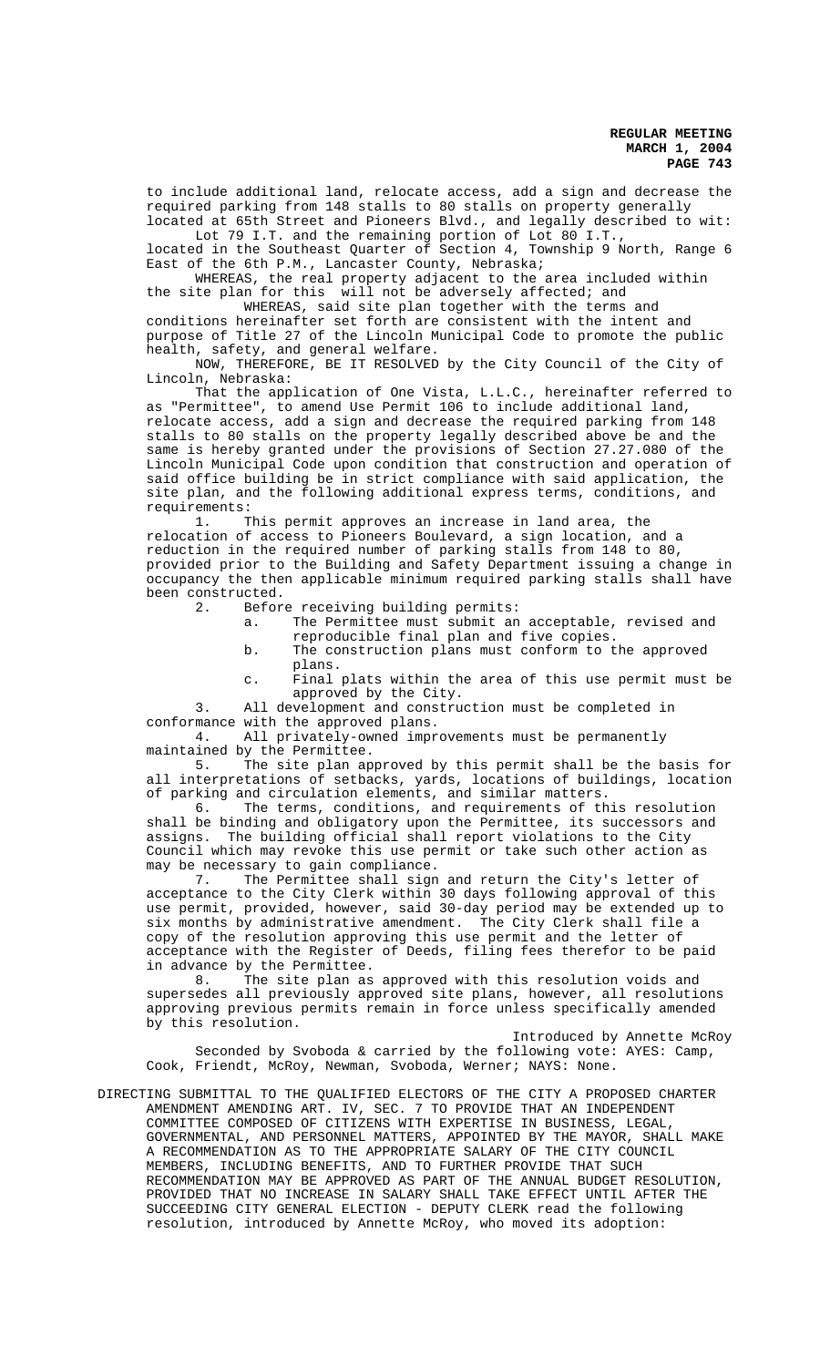to include additional land, relocate access, add a sign and decrease the required parking from 148 stalls to 80 stalls on property generally located at 65th Street and Pioneers Blvd., and legally described to wit:

Lot 79 I.T. and the remaining portion of Lot 80 I.T., located in the Southeast Quarter of Section 4, Township 9 North, Range 6 East of the 6th P.M., Lancaster County, Nebraska;

WHEREAS, the real property adjacent to the area included within the site plan for this will not be adversely affected; and

WHEREAS, said site plan together with the terms and conditions hereinafter set forth are consistent with the intent and purpose of Title 27 of the Lincoln Municipal Code to promote the public health, safety, and general welfare.

NOW, THEREFORE, BE IT RESOLVED by the City Council of the City of Lincoln, Nebraska:

That the application of One Vista, L.L.C., hereinafter referred to as "Permittee", to amend Use Permit 106 to include additional land, relocate access, add a sign and decrease the required parking from 148 stalls to 80 stalls on the property legally described above be and the same is hereby granted under the provisions of Section 27.27.080 of the Lincoln Municipal Code upon condition that construction and operation of said office building be in strict compliance with said application, the site plan, and the following additional express terms, conditions, and requirements:

1. This permit approves an increase in land area, the relocation of access to Pioneers Boulevard, a sign location, and a reduction in the required number of parking stalls from 148 to 80, provided prior to the Building and Safety Department issuing a change in occupancy the then applicable minimum required parking stalls shall have been constructed.

2. Before receiving building permits:

   a. The Permittee must submit an acceptable, revised and reproducible final plan and five copies.

   b. The construction plans must conform to the approved plans.

   c. Final plats within the area of this use permit must be approved by the City.

3. All development and construction must be completed in conformance with the approved plans.

4. All privately-owned improvements must be permanently maintained by the Permittee.

5. The site plan approved by this permit shall be the basis for all interpretations of setbacks, yards, locations of buildings, location of parking and circulation elements, and similar matters.

6. The terms, conditions, and requirements of this resolution shall be binding and obligatory upon the Permittee, its successors and assigns. The building official shall report violations to the City Council which may revoke this use permit or take such other action as may be necessary to gain compliance.

7. The Permittee shall sign and return the City's letter of acceptance to the City Clerk within 30 days following approval of this use permit, provided, however, said 30-day period may be extended up to six months by administrative amendment. The City Clerk shall file a copy of the resolution approving this use permit and the letter of acceptance with the Register of Deeds, filing fees therefor to be paid in advance by the Permittee.

8. The site plan as approved with this resolution voids and supersedes all previously approved site plans, however, all resolutions approving previous permits remain in force unless specifically amended by this resolution.

Introduced by Annette McRoy

Seconded by Svoboda & carried by the following vote: AYES: Camp, Cook, Friendt, McRoy, Newman, Svoboda, Werner; NAYS: None.

DIRECTING SUBMITTAL TO THE QUALIFIED ELECTORS OF THE CITY A PROPOSED CHARTER AMENDMENT AMENDING ART. IV, SEC. 7 TO PROVIDE THAT AN INDEPENDENT COMMITTEE COMPOSED OF CITIZENS WITH EXPERTISE IN BUSINESS, LEGAL, GOVERNMENTAL, AND PERSONNEL MATTERS, APPOINTED BY THE MAYOR, SHALL MAKE A RECOMMENDATION AS TO THE APPROPRIATE SALARY OF THE CITY COUNCIL MEMBERS, INCLUDING BENEFITS, AND TO FURTHER PROVIDE THAT SUCH RECOMMENDATION MAY BE APPROVED AS PART OF THE ANNUAL BUDGET RESOLUTION, PROVIDED THAT NO INCREASE IN SALARY SHALL TAKE EFFECT UNTIL AFTER THE SUCCEEDING CITY GENERAL ELECTION - DEPUTY CLERK read the following resolution, introduced by Annette McRoy, who moved its adoption: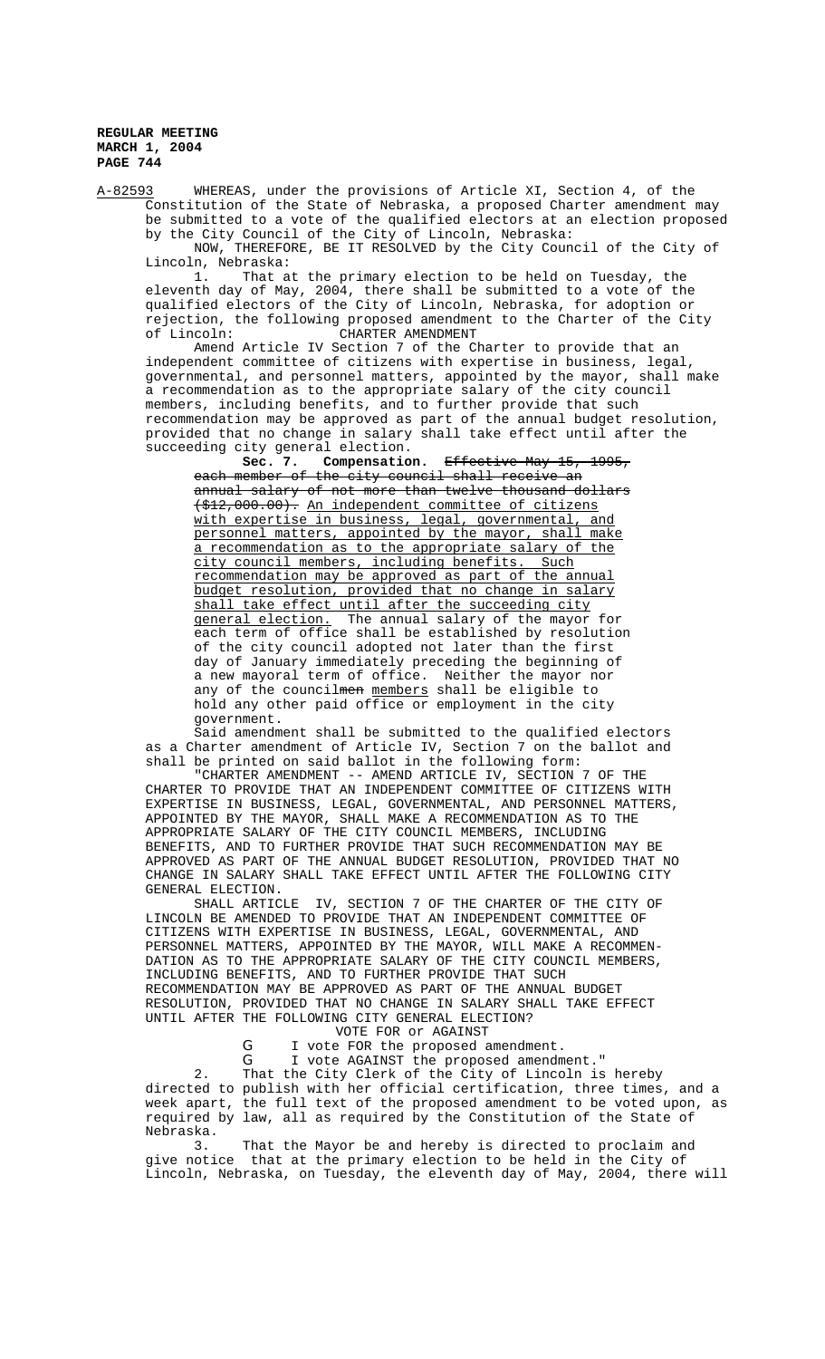A-82593 WHEREAS, under the provisions of Article XI, Section 4, of the Constitution of the State of Nebraska, a proposed Charter amendment may be submitted to a vote of the qualified electors at an election proposed by the City Council of the City of Lincoln, Nebraska:

NOW, THEREFORE, BE IT RESOLVED by the City Council of the City of Lincoln, Nebraska:

1. That at the primary election to be held on Tuesday, the eleventh day of May, 2004, there shall be submitted to a vote of the qualified electors of the City of Lincoln, Nebraska, for adoption or rejection, the following proposed amendment to the Charter of the City of Lincoln: CHARTER AMENDMENT

Amend Article IV Section 7 of the Charter to provide that an independent committee of citizens with expertise in business, legal, governmental, and personnel matters, appointed by the mayor, shall make a recommendation as to the appropriate salary of the city council members, including benefits, and to further provide that such recommendation may be approved as part of the annual budget resolution, provided that no change in salary shall take effect until after the succeeding city general election.

> **Sec. 7. Compensation.** ~~Effective May 15, 1995, each member of the city council shall receive an annual salary of not more than twelve thousand dollars ($12,000.00).~~ An independent committee of citizens with expertise in business, legal, governmental, and personnel matters, appointed by the mayor, shall make a recommendation as to the appropriate salary of the city council members, including benefits. Such recommendation may be approved as part of the annual budget resolution, provided that no change in salary shall take effect until after the succeeding city general election. The annual salary of the mayor for each term of office shall be established by resolution of the city council adopted not later than the first day of January immediately preceding the beginning of a new mayoral term of office. Neither the mayor nor any of the council~~men~~ members shall be eligible to hold any other paid office or employment in the city government.

Said amendment shall be submitted to the qualified electors as a Charter amendment of Article IV, Section 7 on the ballot and shall be printed on said ballot in the following form:

"CHARTER AMENDMENT -- AMEND ARTICLE IV, SECTION 7 OF THE CHARTER TO PROVIDE THAT AN INDEPENDENT COMMITTEE OF CITIZENS WITH EXPERTISE IN BUSINESS, LEGAL, GOVERNMENTAL, AND PERSONNEL MATTERS, APPOINTED BY THE MAYOR, SHALL MAKE A RECOMMENDATION AS TO THE APPROPRIATE SALARY OF THE CITY COUNCIL MEMBERS, INCLUDING BENEFITS, AND TO FURTHER PROVIDE THAT SUCH RECOMMENDATION MAY BE APPROVED AS PART OF THE ANNUAL BUDGET RESOLUTION, PROVIDED THAT NO CHANGE IN SALARY SHALL TAKE EFFECT UNTIL AFTER THE FOLLOWING CITY GENERAL ELECTION.

SHALL ARTICLE IV, SECTION 7 OF THE CHARTER OF THE CITY OF LINCOLN BE AMENDED TO PROVIDE THAT AN INDEPENDENT COMMITTEE OF CITIZENS WITH EXPERTISE IN BUSINESS, LEGAL, GOVERNMENTAL, AND PERSONNEL MATTERS, APPOINTED BY THE MAYOR, WILL MAKE A RECOMMENDATION AS TO THE APPROPRIATE SALARY OF THE CITY COUNCIL MEMBERS, INCLUDING BENEFITS, AND TO FURTHER PROVIDE THAT SUCH RECOMMENDATION MAY BE APPROVED AS PART OF THE ANNUAL BUDGET RESOLUTION, PROVIDED THAT NO CHANGE IN SALARY SHALL TAKE EFFECT UNTIL AFTER THE FOLLOWING CITY GENERAL ELECTION?

VOTE FOR or AGAINST

G I vote FOR the proposed amendment.

G I vote AGAINST the proposed amendment."

2. That the City Clerk of the City of Lincoln is hereby directed to publish with her official certification, three times, and a week apart, the full text of the proposed amendment to be voted upon, as required by law, all as required by the Constitution of the State of Nebraska.

3. That the Mayor be and hereby is directed to proclaim and give notice that at the primary election to be held in the City of Lincoln, Nebraska, on Tuesday, the eleventh day of May, 2004, there will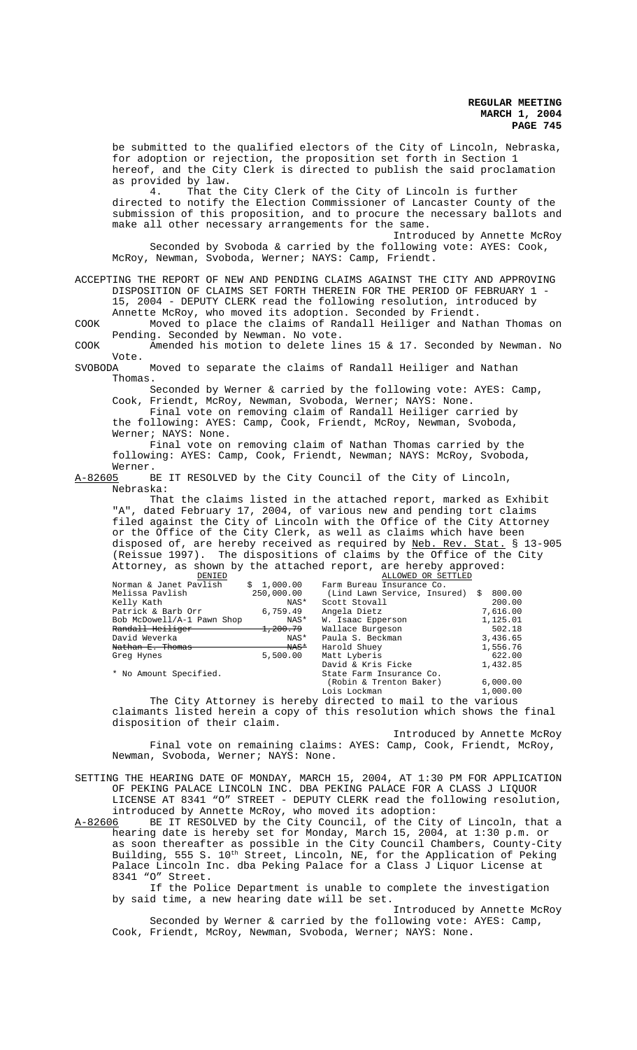be submitted to the qualified electors of the City of Lincoln, Nebraska, for adoption or rejection, the proposition set forth in Section 1 hereof, and the City Clerk is directed to publish the said proclamation as provided by law.

4. That the City Clerk of the City of Lincoln is further directed to notify the Election Commissioner of Lancaster County of the submission of this proposition, and to procure the necessary ballots and make all other necessary arrangements for the same.

Introduced by Annette McRoy

Seconded by Svoboda & carried by the following vote: AYES: Cook, McRoy, Newman, Svoboda, Werner; NAYS: Camp, Friendt.

ACCEPTING THE REPORT OF NEW AND PENDING CLAIMS AGAINST THE CITY AND APPROVING DISPOSITION OF CLAIMS SET FORTH THEREIN FOR THE PERIOD OF FEBRUARY 1 - 15, 2004 - DEPUTY CLERK read the following resolution, introduced by Annette McRoy, who moved its adoption. Seconded by Friendt.

COOK Moved to place the claims of Randall Heiliger and Nathan Thomas on Pending. Seconded by Newman. No vote.

COOK Amended his motion to delete lines 15 & 17. Seconded by Newman. No Vote.

SVOBODA Moved to separate the claims of Randall Heiliger and Nathan Thomas.

Seconded by Werner & carried by the following vote: AYES: Camp, Cook, Friendt, McRoy, Newman, Svoboda, Werner; NAYS: None.

Final vote on removing claim of Randall Heiliger carried by the following: AYES: Camp, Cook, Friendt, McRoy, Newman, Svoboda, Werner; NAYS: None.

Final vote on removing claim of Nathan Thomas carried by the following: AYES: Camp, Cook, Friendt, Newman; NAYS: McRoy, Svoboda, Werner.

A-82605 BE IT RESOLVED by the City Council of the City of Lincoln, Nebraska:

That the claims listed in the attached report, marked as Exhibit "A", dated February 17, 2004, of various new and pending tort claims filed against the City of Lincoln with the Office of the City Attorney or the Office of the City Clerk, as well as claims which have been disposed of, are hereby received as required by Neb. Rev. Stat. § 13-905 (Reissue 1997). The dispositions of claims by the Office of the City Attorney, as shown by the attached report, are hereby approved:

| DENIED | | ALLOWED OR SETTLED | |
|---|---|---|---|
| Norman & Janet Pavlish | $ 1,000.00 | Farm Bureau Insurance Co. | |
| Melissa Pavlish | 250,000.00 | (Lind Lawn Service, Insured) | $ 800.00 |
| Kelly Kath | NAS* | Scott Stovall | 200.00 |
| Patrick & Barb Orr | 6,759.49 | Angela Dietz | 7,616.00 |
| Bob McDowell/A-1 Pawn Shop | NAS* | W. Isaac Epperson | 1,125.01 |
| ~~Randall Heiliger~~ | ~~1,200.79~~ | Wallace Burgeson | 502.18 |
| David Weverka | NAS* | Paula S. Beckman | 3,436.65 |
| ~~Nathan E. Thomas~~ | ~~NAS*~~ | Harold Shuey | 1,556.76 |
| Greg Hynes | 5,500.00 | Matt Lyberis | 622.00 |
| | | David & Kris Ficke | 1,432.85 |
| * No Amount Specified. | | State Farm Insurance Co. | |
| | | (Robin & Trenton Baker) | 6,000.00 |
| | | Lois Lockman | 1,000.00 |

The City Attorney is hereby directed to mail to the various claimants listed herein a copy of this resolution which shows the final disposition of their claim.

Introduced by Annette McRoy

Final vote on remaining claims: AYES: Camp, Cook, Friendt, McRoy, Newman, Svoboda, Werner; NAYS: None.

SETTING THE HEARING DATE OF MONDAY, MARCH 15, 2004, AT 1:30 PM FOR APPLICATION OF PEKING PALACE LINCOLN INC. DBA PEKING PALACE FOR A CLASS J LIQUOR LICENSE AT 8341 "O" STREET - DEPUTY CLERK read the following resolution, introduced by Annette McRoy, who moved its adoption:

A-82606 BE IT RESOLVED by the City Council, of the City of Lincoln, that a hearing date is hereby set for Monday, March 15, 2004, at 1:30 p.m. or as soon thereafter as possible in the City Council Chambers, County-City Building, 555 S. 10th Street, Lincoln, NE, for the Application of Peking Palace Lincoln Inc. dba Peking Palace for a Class J Liquor License at 8341 "O" Street.

If the Police Department is unable to complete the investigation by said time, a new hearing date will be set.

Introduced by Annette McRoy

Seconded by Werner & carried by the following vote: AYES: Camp, Cook, Friendt, McRoy, Newman, Svoboda, Werner; NAYS: None.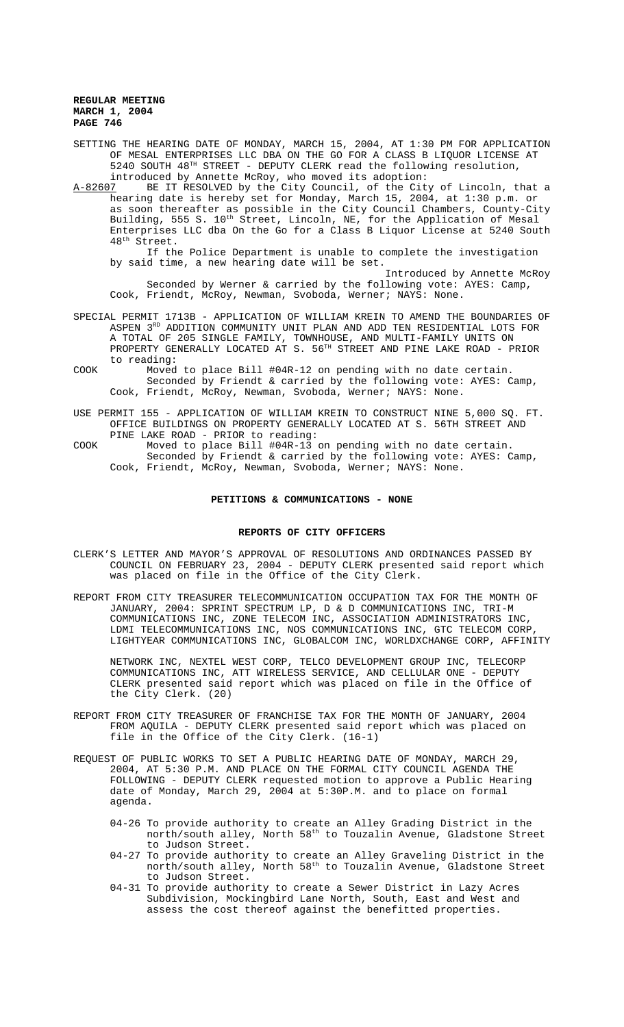SETTING THE HEARING DATE OF MONDAY, MARCH 15, 2004, AT 1:30 PM FOR APPLICATION OF MESAL ENTERPRISES LLC DBA ON THE GO FOR A CLASS B LIQUOR LICENSE AT 5240 SOUTH 48TH STREET - DEPUTY CLERK read the following resolution, introduced by Annette McRoy, who moved its adoption:

A-82607 BE IT RESOLVED by the City Council, of the City of Lincoln, that a hearing date is hereby set for Monday, March 15, 2004, at 1:30 p.m. or as soon thereafter as possible in the City Council Chambers, County-City Building, 555 S. 10th Street, Lincoln, NE, for the Application of Mesal Enterprises LLC dba On the Go for a Class B Liquor License at 5240 South 48th Street.

If the Police Department is unable to complete the investigation by said time, a new hearing date will be set.

Introduced by Annette McRoy

Seconded by Werner & carried by the following vote: AYES: Camp, Cook, Friendt, McRoy, Newman, Svoboda, Werner; NAYS: None.

SPECIAL PERMIT 1713B - APPLICATION OF WILLIAM KREIN TO AMEND THE BOUNDARIES OF ASPEN 3RD ADDITION COMMUNITY UNIT PLAN AND ADD TEN RESIDENTIAL LOTS FOR A TOTAL OF 205 SINGLE FAMILY, TOWNHOUSE, AND MULTI-FAMILY UNITS ON PROPERTY GENERALLY LOCATED AT S. 56TH STREET AND PINE LAKE ROAD - PRIOR to reading:

COOK Moved to place Bill #04R-12 on pending with no date certain.

Seconded by Friendt & carried by the following vote: AYES: Camp, Cook, Friendt, McRoy, Newman, Svoboda, Werner; NAYS: None.

USE PERMIT 155 - APPLICATION OF WILLIAM KREIN TO CONSTRUCT NINE 5,000 SQ. FT. OFFICE BUILDINGS ON PROPERTY GENERALLY LOCATED AT S. 56TH STREET AND PINE LAKE ROAD - PRIOR to reading:

COOK Moved to place Bill #04R-13 on pending with no date certain.

Seconded by Friendt & carried by the following vote: AYES: Camp, Cook, Friendt, McRoy, Newman, Svoboda, Werner; NAYS: None.

## PETITIONS & COMMUNICATIONS - NONE

## REPORTS OF CITY OFFICERS

CLERK'S LETTER AND MAYOR'S APPROVAL OF RESOLUTIONS AND ORDINANCES PASSED BY COUNCIL ON FEBRUARY 23, 2004 - DEPUTY CLERK presented said report which was placed on file in the Office of the City Clerk.

REPORT FROM CITY TREASURER TELECOMMUNICATION OCCUPATION TAX FOR THE MONTH OF JANUARY, 2004: SPRINT SPECTRUM LP, D & D COMMUNICATIONS INC, TRI-M COMMUNICATIONS INC, ZONE TELECOM INC, ASSOCIATION ADMINISTRATORS INC, LDMI TELECOMMUNICATIONS INC, NOS COMMUNICATIONS INC, GTC TELECOM CORP, LIGHTYEAR COMMUNICATIONS INC, GLOBALCOM INC, WORLDXCHANGE CORP, AFFINITY NETWORK INC, NEXTEL WEST CORP, TELCO DEVELOPMENT GROUP INC, TELECORP COMMUNICATIONS INC, ATT WIRELESS SERVICE, AND CELLULAR ONE - DEPUTY CLERK presented said report which was placed on file in the Office of the City Clerk. (20)

REPORT FROM CITY TREASURER OF FRANCHISE TAX FOR THE MONTH OF JANUARY, 2004 FROM AQUILA - DEPUTY CLERK presented said report which was placed on file in the Office of the City Clerk. (16-1)

REQUEST OF PUBLIC WORKS TO SET A PUBLIC HEARING DATE OF MONDAY, MARCH 29, 2004, AT 5:30 P.M. AND PLACE ON THE FORMAL CITY COUNCIL AGENDA THE FOLLOWING - DEPUTY CLERK requested motion to approve a Public Hearing date of Monday, March 29, 2004 at 5:30P.M. and to place on formal agenda.

- 04-26 To provide authority to create an Alley Grading District in the north/south alley, North 58th to Touzalin Avenue, Gladstone Street to Judson Street.
- 04-27 To provide authority to create an Alley Graveling District in the north/south alley, North 58th to Touzalin Avenue, Gladstone Street to Judson Street.
- 04-31 To provide authority to create a Sewer District in Lazy Acres Subdivision, Mockingbird Lane North, South, East and West and assess the cost thereof against the benefitted properties.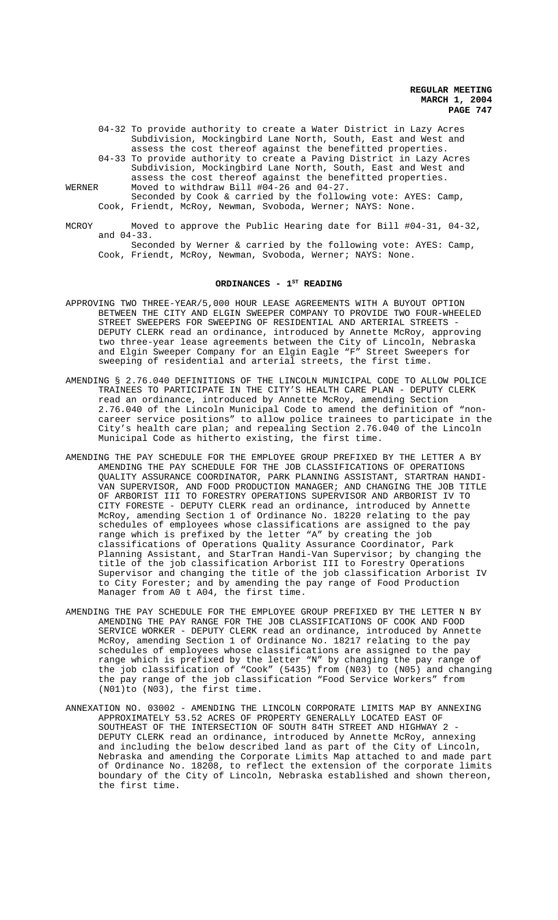04-32 To provide authority to create a Water District in Lazy Acres Subdivision, Mockingbird Lane North, South, East and West and assess the cost thereof against the benefitted properties.

04-33 To provide authority to create a Paving District in Lazy Acres Subdivision, Mockingbird Lane North, South, East and West and assess the cost thereof against the benefitted properties.

WERNER Moved to withdraw Bill #04-26 and 04-27.
Seconded by Cook & carried by the following vote: AYES: Camp, Cook, Friendt, McRoy, Newman, Svoboda, Werner; NAYS: None.

MCROY Moved to approve the Public Hearing date for Bill #04-31, 04-32, and 04-33.
Seconded by Werner & carried by the following vote: AYES: Camp, Cook, Friendt, McRoy, Newman, Svoboda, Werner; NAYS: None.

## ORDINANCES - 1ST READING

APPROVING TWO THREE-YEAR/5,000 HOUR LEASE AGREEMENTS WITH A BUYOUT OPTION BETWEEN THE CITY AND ELGIN SWEEPER COMPANY TO PROVIDE TWO FOUR-WHEELED STREET SWEEPERS FOR SWEEPING OF RESIDENTIAL AND ARTERIAL STREETS - DEPUTY CLERK read an ordinance, introduced by Annette McRoy, approving two three-year lease agreements between the City of Lincoln, Nebraska and Elgin Sweeper Company for an Elgin Eagle "F" Street Sweepers for sweeping of residential and arterial streets, the first time.

AMENDING § 2.76.040 DEFINITIONS OF THE LINCOLN MUNICIPAL CODE TO ALLOW POLICE TRAINEES TO PARTICIPATE IN THE CITY'S HEALTH CARE PLAN - DEPUTY CLERK read an ordinance, introduced by Annette McRoy, amending Section 2.76.040 of the Lincoln Municipal Code to amend the definition of "non-career service positions" to allow police trainees to participate in the City's health care plan; and repealing Section 2.76.040 of the Lincoln Municipal Code as hitherto existing, the first time.

AMENDING THE PAY SCHEDULE FOR THE EMPLOYEE GROUP PREFIXED BY THE LETTER A BY AMENDING THE PAY SCHEDULE FOR THE JOB CLASSIFICATIONS OF OPERATIONS QUALITY ASSURANCE COORDINATOR, PARK PLANNING ASSISTANT, STARTRAN HANDI-VAN SUPERVISOR, AND FOOD PRODUCTION MANAGER; AND CHANGING THE JOB TITLE OF ARBORIST III TO FORESTRY OPERATIONS SUPERVISOR AND ARBORIST IV TO CITY FORESTE - DEPUTY CLERK read an ordinance, introduced by Annette McRoy, amending Section 1 of Ordinance No. 18220 relating to the pay schedules of employees whose classifications are assigned to the pay range which is prefixed by the letter "A" by creating the job classifications of Operations Quality Assurance Coordinator, Park Planning Assistant, and StarTran Handi-Van Supervisor; by changing the title of the job classification Arborist III to Forestry Operations Supervisor and changing the title of the job classification Arborist IV to City Forester; and by amending the pay range of Food Production Manager from A0 t A04, the first time.

AMENDING THE PAY SCHEDULE FOR THE EMPLOYEE GROUP PREFIXED BY THE LETTER N BY AMENDING THE PAY RANGE FOR THE JOB CLASSIFICATIONS OF COOK AND FOOD SERVICE WORKER - DEPUTY CLERK read an ordinance, introduced by Annette McRoy, amending Section 1 of Ordinance No. 18217 relating to the pay schedules of employees whose classifications are assigned to the pay range which is prefixed by the letter "N" by changing the pay range of the job classification of "Cook" (5435) from (N03) to (N05) and changing the pay range of the job classification "Food Service Workers" from (N01)to (N03), the first time.

ANNEXATION NO. 03002 - AMENDING THE LINCOLN CORPORATE LIMITS MAP BY ANNEXING APPROXIMATELY 53.52 ACRES OF PROPERTY GENERALLY LOCATED EAST OF SOUTHEAST OF THE INTERSECTION OF SOUTH 84TH STREET AND HIGHWAY 2 - DEPUTY CLERK read an ordinance, introduced by Annette McRoy, annexing and including the below described land as part of the City of Lincoln, Nebraska and amending the Corporate Limits Map attached to and made part of Ordinance No. 18208, to reflect the extension of the corporate limits boundary of the City of Lincoln, Nebraska established and shown thereon, the first time.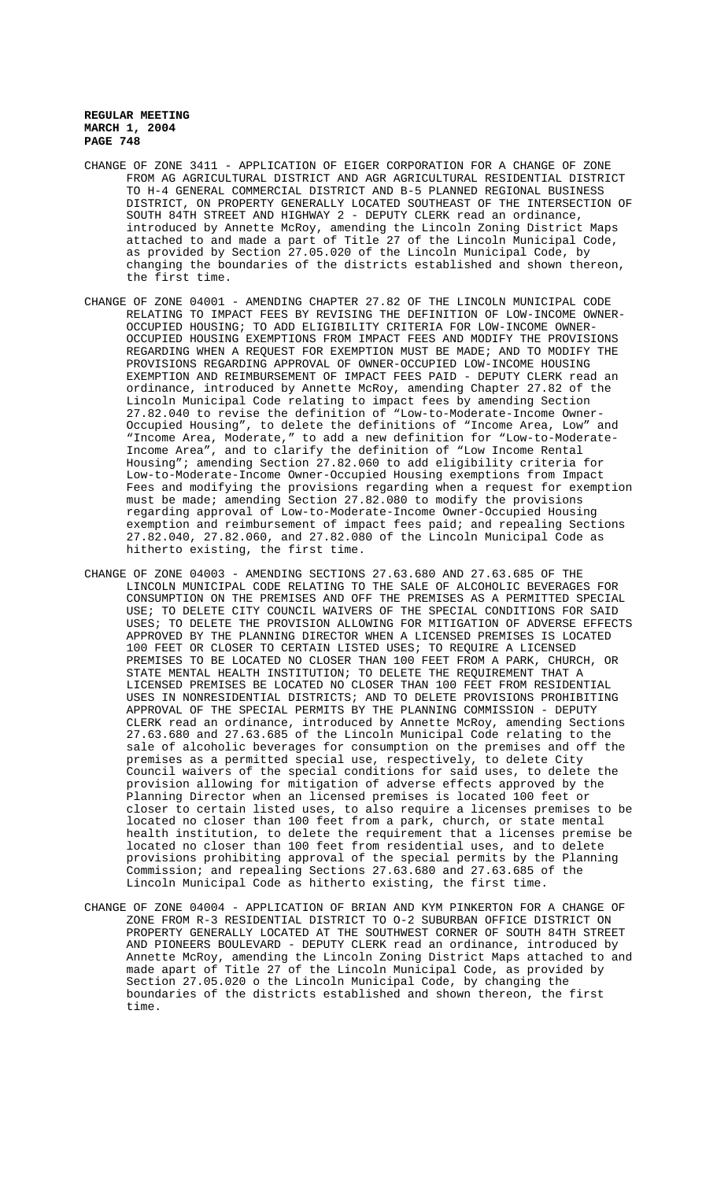CHANGE OF ZONE 3411 - APPLICATION OF EIGER CORPORATION FOR A CHANGE OF ZONE FROM AG AGRICULTURAL DISTRICT AND AGR AGRICULTURAL RESIDENTIAL DISTRICT TO H-4 GENERAL COMMERCIAL DISTRICT AND B-5 PLANNED REGIONAL BUSINESS DISTRICT, ON PROPERTY GENERALLY LOCATED SOUTHEAST OF THE INTERSECTION OF SOUTH 84TH STREET AND HIGHWAY 2 - DEPUTY CLERK read an ordinance, introduced by Annette McRoy, amending the Lincoln Zoning District Maps attached to and made a part of Title 27 of the Lincoln Municipal Code, as provided by Section 27.05.020 of the Lincoln Municipal Code, by changing the boundaries of the districts established and shown thereon, the first time.

CHANGE OF ZONE 04001 - AMENDING CHAPTER 27.82 OF THE LINCOLN MUNICIPAL CODE RELATING TO IMPACT FEES BY REVISING THE DEFINITION OF LOW-INCOME OWNER-OCCUPIED HOUSING; TO ADD ELIGIBILITY CRITERIA FOR LOW-INCOME OWNER-OCCUPIED HOUSING EXEMPTIONS FROM IMPACT FEES AND MODIFY THE PROVISIONS REGARDING WHEN A REQUEST FOR EXEMPTION MUST BE MADE; AND TO MODIFY THE PROVISIONS REGARDING APPROVAL OF OWNER-OCCUPIED LOW-INCOME HOUSING EXEMPTION AND REIMBURSEMENT OF IMPACT FEES PAID - DEPUTY CLERK read an ordinance, introduced by Annette McRoy, amending Chapter 27.82 of the Lincoln Municipal Code relating to impact fees by amending Section 27.82.040 to revise the definition of "Low-to-Moderate-Income Owner-Occupied Housing", to delete the definitions of "Income Area, Low" and "Income Area, Moderate," to add a new definition for "Low-to-Moderate-Income Area", and to clarify the definition of "Low Income Rental Housing"; amending Section 27.82.060 to add eligibility criteria for Low-to-Moderate-Income Owner-Occupied Housing exemptions from Impact Fees and modifying the provisions regarding when a request for exemption must be made; amending Section 27.82.080 to modify the provisions regarding approval of Low-to-Moderate-Income Owner-Occupied Housing exemption and reimbursement of impact fees paid; and repealing Sections 27.82.040, 27.82.060, and 27.82.080 of the Lincoln Municipal Code as hitherto existing, the first time.

CHANGE OF ZONE 04003 - AMENDING SECTIONS 27.63.680 AND 27.63.685 OF THE LINCOLN MUNICIPAL CODE RELATING TO THE SALE OF ALCOHOLIC BEVERAGES FOR CONSUMPTION ON THE PREMISES AND OFF THE PREMISES AS A PERMITTED SPECIAL USE; TO DELETE CITY COUNCIL WAIVERS OF THE SPECIAL CONDITIONS FOR SAID USES; TO DELETE THE PROVISION ALLOWING FOR MITIGATION OF ADVERSE EFFECTS APPROVED BY THE PLANNING DIRECTOR WHEN A LICENSED PREMISES IS LOCATED 100 FEET OR CLOSER TO CERTAIN LISTED USES; TO REQUIRE A LICENSED PREMISES TO BE LOCATED NO CLOSER THAN 100 FEET FROM A PARK, CHURCH, OR STATE MENTAL HEALTH INSTITUTION; TO DELETE THE REQUIREMENT THAT A LICENSED PREMISES BE LOCATED NO CLOSER THAN 100 FEET FROM RESIDENTIAL USES IN NONRESIDENTIAL DISTRICTS; AND TO DELETE PROVISIONS PROHIBITING APPROVAL OF THE SPECIAL PERMITS BY THE PLANNING COMMISSION - DEPUTY CLERK read an ordinance, introduced by Annette McRoy, amending Sections 27.63.680 and 27.63.685 of the Lincoln Municipal Code relating to the sale of alcoholic beverages for consumption on the premises and off the premises as a permitted special use, respectively, to delete City Council waivers of the special conditions for said uses, to delete the provision allowing for mitigation of adverse effects approved by the Planning Director when an licensed premises is located 100 feet or closer to certain listed uses, to also require a licenses premises to be located no closer than 100 feet from a park, church, or state mental health institution, to delete the requirement that a licenses premise be located no closer than 100 feet from residential uses, and to delete provisions prohibiting approval of the special permits by the Planning Commission; and repealing Sections 27.63.680 and 27.63.685 of the Lincoln Municipal Code as hitherto existing, the first time.

CHANGE OF ZONE 04004 - APPLICATION OF BRIAN AND KYM PINKERTON FOR A CHANGE OF ZONE FROM R-3 RESIDENTIAL DISTRICT TO O-2 SUBURBAN OFFICE DISTRICT ON PROPERTY GENERALLY LOCATED AT THE SOUTHWEST CORNER OF SOUTH 84TH STREET AND PIONEERS BOULEVARD - DEPUTY CLERK read an ordinance, introduced by Annette McRoy, amending the Lincoln Zoning District Maps attached to and made apart of Title 27 of the Lincoln Municipal Code, as provided by Section 27.05.020 o the Lincoln Municipal Code, by changing the boundaries of the districts established and shown thereon, the first time.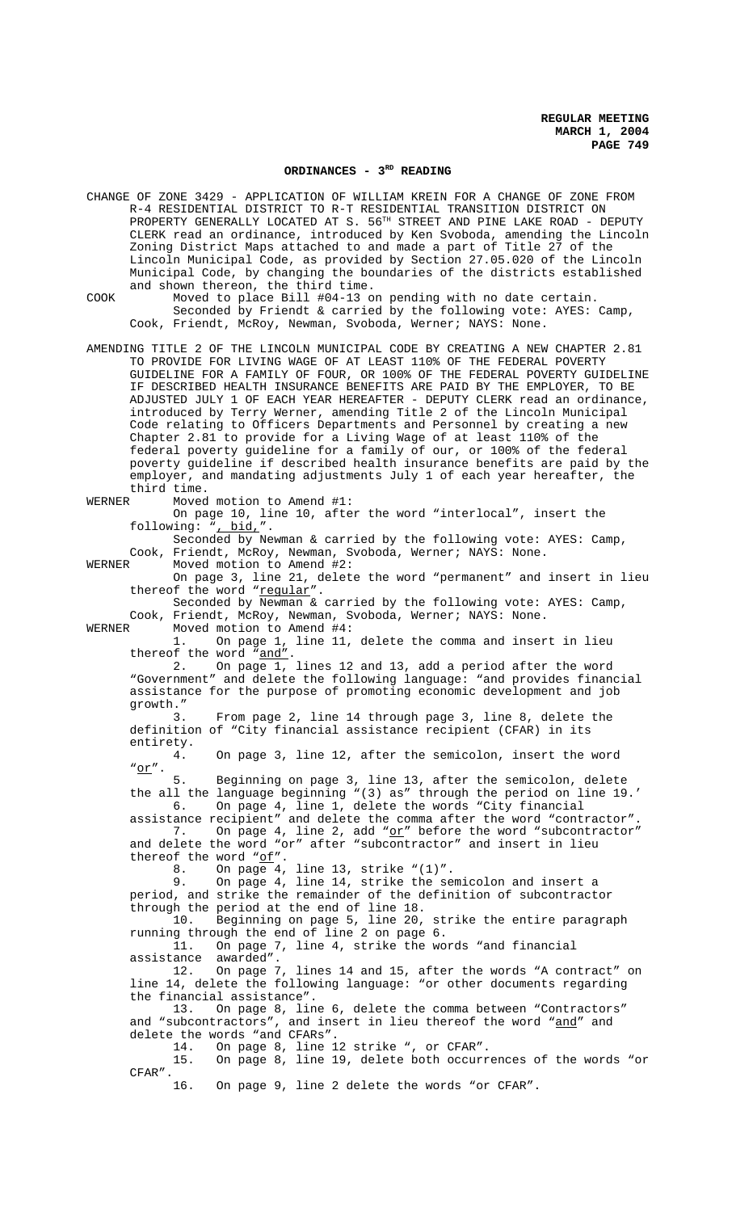## ORDINANCES - 3RD READING

CHANGE OF ZONE 3429 - APPLICATION OF WILLIAM KREIN FOR A CHANGE OF ZONE FROM R-4 RESIDENTIAL DISTRICT TO R-T RESIDENTIAL TRANSITION DISTRICT ON PROPERTY GENERALLY LOCATED AT S. 56TH STREET AND PINE LAKE ROAD - DEPUTY CLERK read an ordinance, introduced by Ken Svoboda, amending the Lincoln Zoning District Maps attached to and made a part of Title 27 of the Lincoln Municipal Code, as provided by Section 27.05.020 of the Lincoln Municipal Code, by changing the boundaries of the districts established and shown thereon, the third time.

COOK Moved to place Bill #04-13 on pending with no date certain.

Seconded by Friendt & carried by the following vote: AYES: Camp, Cook, Friendt, McRoy, Newman, Svoboda, Werner; NAYS: None.

AMENDING TITLE 2 OF THE LINCOLN MUNICIPAL CODE BY CREATING A NEW CHAPTER 2.81 TO PROVIDE FOR LIVING WAGE OF AT LEAST 110% OF THE FEDERAL POVERTY GUIDELINE FOR A FAMILY OF FOUR, OR 100% OF THE FEDERAL POVERTY GUIDELINE IF DESCRIBED HEALTH INSURANCE BENEFITS ARE PAID BY THE EMPLOYER, TO BE ADJUSTED JULY 1 OF EACH YEAR HEREAFTER - DEPUTY CLERK read an ordinance, introduced by Terry Werner, amending Title 2 of the Lincoln Municipal Code relating to Officers Departments and Personnel by creating a new Chapter 2.81 to provide for a Living Wage of at least 110% of the federal poverty guideline for a family of our, or 100% of the federal poverty guideline if described health insurance benefits are paid by the employer, and mandating adjustments July 1 of each year hereafter, the third time.

WERNER Moved motion to Amend #1:

On page 10, line 10, after the word "interlocal", insert the following: "<u>, bid,</u>".

Seconded by Newman & carried by the following vote: AYES: Camp, Cook, Friendt, McRoy, Newman, Svoboda, Werner; NAYS: None.

WERNER Moved motion to Amend #2:

On page 3, line 21, delete the word "permanent" and insert in lieu thereof the word "<u>regular</u>".

Seconded by Newman & carried by the following vote: AYES: Camp, Cook, Friendt, McRoy, Newman, Svoboda, Werner; NAYS: None.

WERNER Moved motion to Amend #4:

1. On page 1, line 11, delete the comma and insert in lieu thereof the word "<u>and</u>".
2. On page 1, lines 12 and 13, add a period after the word "Government" and delete the following language: "and provides financial assistance for the purpose of promoting economic development and job growth."
3. From page 2, line 14 through page 3, line 8, delete the definition of "City financial assistance recipient (CFAR) in its entirety.
4. On page 3, line 12, after the semicolon, insert the word "<u>or</u>".
5. Beginning on page 3, line 13, after the semicolon, delete the all the language beginning "(3) as" through the period on line 19.'
6. On page 4, line 1, delete the words "City financial assistance recipient" and delete the comma after the word "contractor".
7. On page 4, line 2, add "<u>or</u>" before the word "subcontractor" and delete the word "or" after "subcontractor" and insert in lieu thereof the word "<u>of</u>".
8. On page 4, line 13, strike "(1)".
9. On page 4, line 14, strike the semicolon and insert a period, and strike the remainder of the definition of subcontractor through the period at the end of line 18.
10. Beginning on page 5, line 20, strike the entire paragraph running through the end of line 2 on page 6.
11. On page 7, line 4, strike the words "and financial assistance awarded".
12. On page 7, lines 14 and 15, after the words "A contract" on line 14, delete the following language: "or other documents regarding the financial assistance".
13. On page 8, line 6, delete the comma between "Contractors" and "subcontractors", and insert in lieu thereof the word "<u>and</u>" and delete the words "and CFARs".
14. On page 8, line 12 strike ", or CFAR".
15. On page 8, line 19, delete both occurrences of the words "or CFAR".
16. On page 9, line 2 delete the words "or CFAR".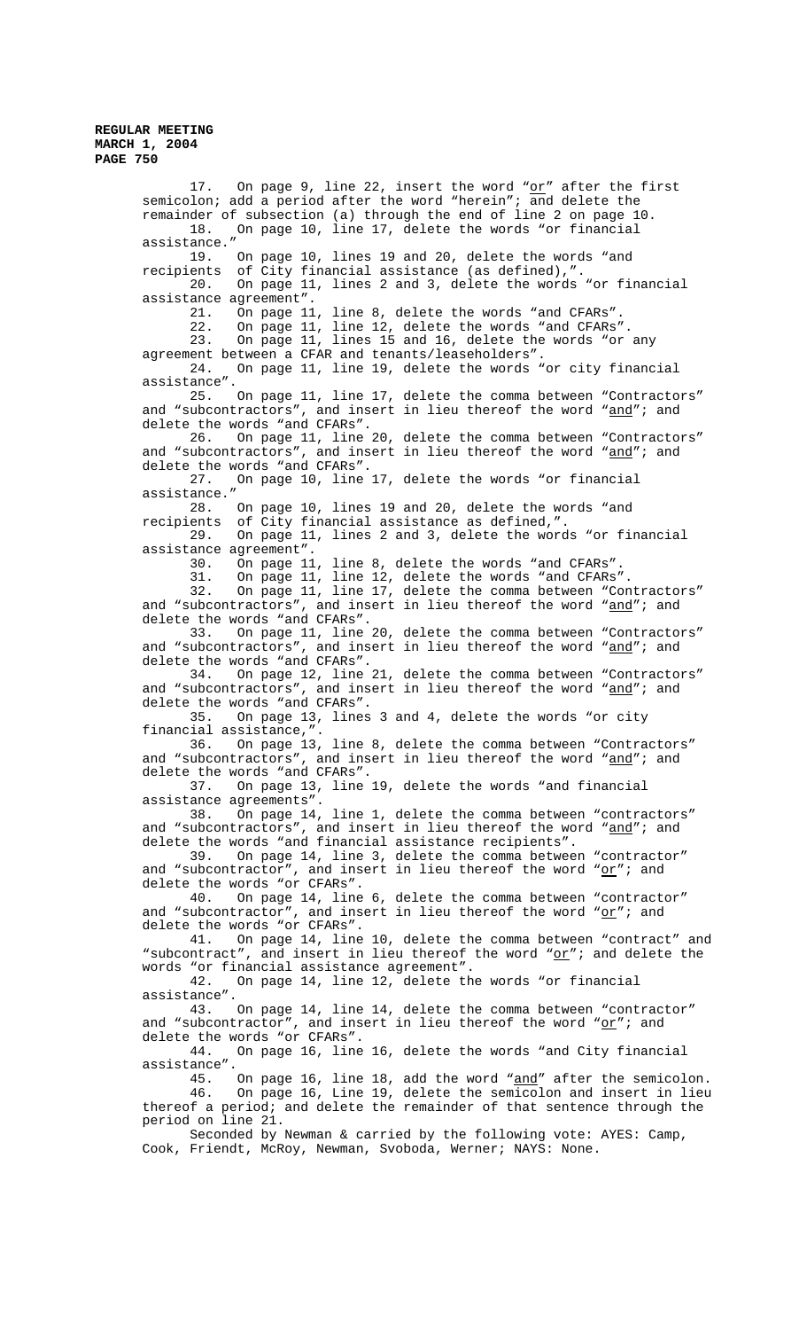17. On page 9, line 22, insert the word "<u>or</u>" after the first semicolon; add a period after the word "herein"; and delete the remainder of subsection (a) through the end of line 2 on page 10.

18. On page 10, line 17, delete the words "or financial assistance."

19. On page 10, lines 19 and 20, delete the words "and recipients of City financial assistance (as defined),".

20. On page 11, lines 2 and 3, delete the words "or financial assistance agreement".

21. On page 11, line 8, delete the words "and CFARs".

22. On page 11, line 12, delete the words "and CFARs".

23. On page 11, lines 15 and 16, delete the words "or any agreement between a CFAR and tenants/leaseholders".

24. On page 11, line 19, delete the words "or city financial assistance".

25. On page 11, line 17, delete the comma between "Contractors" and "subcontractors", and insert in lieu thereof the word "<u>and</u>"; and delete the words "and CFARs".

26. On page 11, line 20, delete the comma between "Contractors" and "subcontractors", and insert in lieu thereof the word "<u>and</u>"; and delete the words "and CFARs".

27. On page 10, line 17, delete the words "or financial assistance."

28. On page 10, lines 19 and 20, delete the words "and recipients of City financial assistance as defined,".

29. On page 11, lines 2 and 3, delete the words "or financial assistance agreement".

30. On page 11, line 8, delete the words "and CFARs".

31. On page 11, line 12, delete the words "and CFARs".

32. On page 11, line 17, delete the comma between "Contractors" and "subcontractors", and insert in lieu thereof the word "<u>and</u>"; and delete the words "and CFARs".

33. On page 11, line 20, delete the comma between "Contractors" and "subcontractors", and insert in lieu thereof the word "<u>and</u>"; and delete the words "and CFARs".

34. On page 12, line 21, delete the comma between "Contractors" and "subcontractors", and insert in lieu thereof the word "<u>and</u>"; and delete the words "and CFARs".

35. On page 13, lines 3 and 4, delete the words "or city financial assistance,".

36. On page 13, line 8, delete the comma between "Contractors" and "subcontractors", and insert in lieu thereof the word "<u>and</u>"; and delete the words "and CFARs".

37. On page 13, line 19, delete the words "and financial assistance agreements".

38. On page 14, line 1, delete the comma between "contractors" and "subcontractors", and insert in lieu thereof the word "<u>and</u>"; and delete the words "and financial assistance recipients".

39. On page 14, line 3, delete the comma between "contractor" and "subcontractor", and insert in lieu thereof the word "<u>or</u>"; and delete the words "or CFARs".

40. On page 14, line 6, delete the comma between "contractor" and "subcontractor", and insert in lieu thereof the word "<u>or</u>"; and delete the words "or CFARs".

41. On page 14, line 10, delete the comma between "contract" and "subcontract", and insert in lieu thereof the word "<u>or</u>"; and delete the words "or financial assistance agreement".

42. On page 14, line 12, delete the words "or financial assistance".

43. On page 14, line 14, delete the comma between "contractor" and "subcontractor", and insert in lieu thereof the word "<u>or</u>"; and delete the words "or CFARs".

44. On page 16, line 16, delete the words "and City financial assistance".

45. On page 16, line 18, add the word "<u>and</u>" after the semicolon.

46. On page 16, Line 19, delete the semicolon and insert in lieu thereof a period; and delete the remainder of that sentence through the period on line 21.

Seconded by Newman & carried by the following vote: AYES: Camp, Cook, Friendt, McRoy, Newman, Svoboda, Werner; NAYS: None.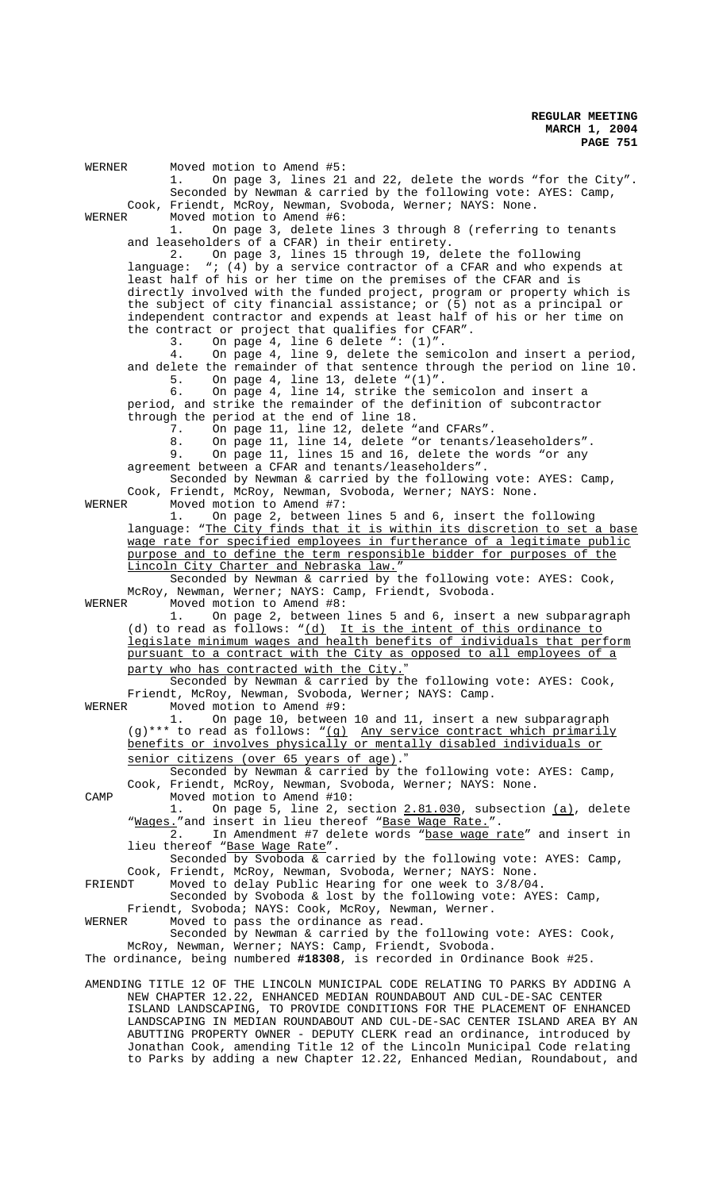WERNER Moved motion to Amend #5:

1. On page 3, lines 21 and 22, delete the words "for the City".

Seconded by Newman & carried by the following vote: AYES: Camp, Cook, Friendt, McRoy, Newman, Svoboda, Werner; NAYS: None.

WERNER Moved motion to Amend #6:

1. On page 3, delete lines 3 through 8 (referring to tenants and leaseholders of a CFAR) in their entirety.
2. On page 3, lines 15 through 19, delete the following language: "; (4) by a service contractor of a CFAR and who expends at least half of his or her time on the premises of the CFAR and is directly involved with the funded project, program or property which is the subject of city financial assistance; or (5) not as a principal or independent contractor and expends at least half of his or her time on the contract or project that qualifies for CFAR".
3. On page 4, line 6 delete ": (1)".
4. On page 4, line 9, delete the semicolon and insert a period, and delete the remainder of that sentence through the period on line 10.
5. On page 4, line 13, delete "(1)".
6. On page 4, line 14, strike the semicolon and insert a period, and strike the remainder of the definition of subcontractor through the period at the end of line 18.
7. On page 11, line 12, delete "and CFARs".
8. On page 11, line 14, delete "or tenants/leaseholders".
9. On page 11, lines 15 and 16, delete the words "or any agreement between a CFAR and tenants/leaseholders".

Seconded by Newman & carried by the following vote: AYES: Camp, Cook, Friendt, McRoy, Newman, Svoboda, Werner; NAYS: None.

WERNER Moved motion to Amend #7:

1. On page 2, between lines 5 and 6, insert the following language: "<u>The City finds that it is within its discretion to set a base wage rate for specified employees in furtherance of a legitimate public purpose and to define the term responsible bidder for purposes of the Lincoln City Charter and Nebraska law.</u>"

Seconded by Newman & carried by the following vote: AYES: Cook, McRoy, Newman, Werner; NAYS: Camp, Friendt, Svoboda.

WERNER Moved motion to Amend #8:

1. On page 2, between lines 5 and 6, insert a new subparagraph (d) to read as follows: "<u>(d) It is the intent of this ordinance to legislate minimum wages and health benefits of individuals that perform pursuant to a contract with the City as opposed to all employees of a party who has contracted with the City.</u>"

Seconded by Newman & carried by the following vote: AYES: Cook, Friendt, McRoy, Newman, Svoboda, Werner; NAYS: Camp.

WERNER Moved motion to Amend #9:

1. On page 10, between 10 and 11, insert a new subparagraph (g)*** to read as follows: "<u>(g) Any service contract which primarily benefits or involves physically or mentally disabled individuals or senior citizens (over 65 years of age).</u>"

Seconded by Newman & carried by the following vote: AYES: Camp, Cook, Friendt, McRoy, Newman, Svoboda, Werner; NAYS: None.

CAMP Moved motion to Amend #10:

1. On page 5, line 2, section <u>2.81.030</u>, subsection <u>(a)</u>, delete "<u>Wages.</u>"and insert in lieu thereof "<u>Base Wage Rate.</u>".
2. In Amendment #7 delete words "<u>base wage rate</u>" and insert in lieu thereof "<u>Base Wage Rate</u>".

Seconded by Svoboda & carried by the following vote: AYES: Camp, Cook, Friendt, McRoy, Newman, Svoboda, Werner; NAYS: None.

FRIENDT Moved to delay Public Hearing for one week to 3/8/04.

Seconded by Svoboda & lost by the following vote: AYES: Camp, Friendt, Svoboda; NAYS: Cook, McRoy, Newman, Werner.

WERNER Moved to pass the ordinance as read.

Seconded by Newman & carried by the following vote: AYES: Cook, McRoy, Newman, Werner; NAYS: Camp, Friendt, Svoboda.

The ordinance, being numbered **#18308**, is recorded in Ordinance Book #25.

AMENDING TITLE 12 OF THE LINCOLN MUNICIPAL CODE RELATING TO PARKS BY ADDING A NEW CHAPTER 12.22, ENHANCED MEDIAN ROUNDABOUT AND CUL-DE-SAC CENTER ISLAND LANDSCAPING, TO PROVIDE CONDITIONS FOR THE PLACEMENT OF ENHANCED LANDSCAPING IN MEDIAN ROUNDABOUT AND CUL-DE-SAC CENTER ISLAND AREA BY AN ABUTTING PROPERTY OWNER - DEPUTY CLERK read an ordinance, introduced by Jonathan Cook, amending Title 12 of the Lincoln Municipal Code relating to Parks by adding a new Chapter 12.22, Enhanced Median, Roundabout, and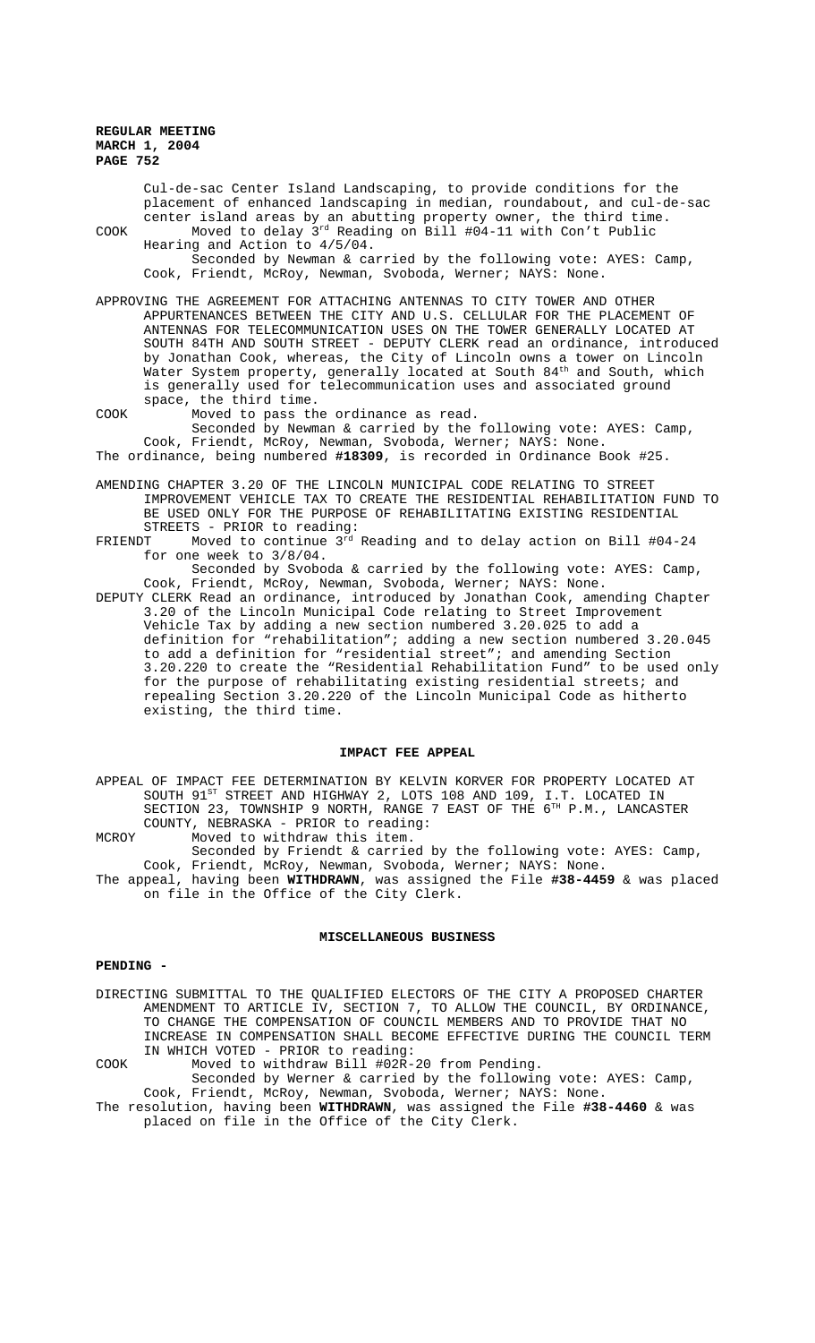Cul-de-sac Center Island Landscaping, to provide conditions for the placement of enhanced landscaping in median, roundabout, and cul-de-sac center island areas by an abutting property owner, the third time.

COOK Moved to delay 3rd Reading on Bill #04-11 with Con't Public Hearing and Action to 4/5/04.

Seconded by Newman & carried by the following vote: AYES: Camp, Cook, Friendt, McRoy, Newman, Svoboda, Werner; NAYS: None.

APPROVING THE AGREEMENT FOR ATTACHING ANTENNAS TO CITY TOWER AND OTHER APPURTENANCES BETWEEN THE CITY AND U.S. CELLULAR FOR THE PLACEMENT OF ANTENNAS FOR TELECOMMUNICATION USES ON THE TOWER GENERALLY LOCATED AT SOUTH 84TH AND SOUTH STREET - DEPUTY CLERK read an ordinance, introduced by Jonathan Cook, whereas, the City of Lincoln owns a tower on Lincoln Water System property, generally located at South 84th and South, which is generally used for telecommunication uses and associated ground space, the third time.

COOK Moved to pass the ordinance as read.

Seconded by Newman & carried by the following vote: AYES: Camp, Cook, Friendt, McRoy, Newman, Svoboda, Werner; NAYS: None.

The ordinance, being numbered **#18309**, is recorded in Ordinance Book #25.

AMENDING CHAPTER 3.20 OF THE LINCOLN MUNICIPAL CODE RELATING TO STREET IMPROVEMENT VEHICLE TAX TO CREATE THE RESIDENTIAL REHABILITATION FUND TO BE USED ONLY FOR THE PURPOSE OF REHABILITATING EXISTING RESIDENTIAL STREETS - PRIOR to reading:

FRIENDT Moved to continue 3rd Reading and to delay action on Bill #04-24 for one week to 3/8/04.

Seconded by Svoboda & carried by the following vote: AYES: Camp, Cook, Friendt, McRoy, Newman, Svoboda, Werner; NAYS: None.

DEPUTY CLERK Read an ordinance, introduced by Jonathan Cook, amending Chapter 3.20 of the Lincoln Municipal Code relating to Street Improvement Vehicle Tax by adding a new section numbered 3.20.025 to add a definition for "rehabilitation"; adding a new section numbered 3.20.045 to add a definition for "residential street"; and amending Section 3.20.220 to create the "Residential Rehabilitation Fund" to be used only for the purpose of rehabilitating existing residential streets; and repealing Section 3.20.220 of the Lincoln Municipal Code as hitherto existing, the third time.

## IMPACT FEE APPEAL

APPEAL OF IMPACT FEE DETERMINATION BY KELVIN KORVER FOR PROPERTY LOCATED AT SOUTH 91ST STREET AND HIGHWAY 2, LOTS 108 AND 109, I.T. LOCATED IN SECTION 23, TOWNSHIP 9 NORTH, RANGE 7 EAST OF THE 6TH P.M., LANCASTER COUNTY, NEBRASKA - PRIOR to reading:

MCROY Moved to withdraw this item.

Seconded by Friendt & carried by the following vote: AYES: Camp, Cook, Friendt, McRoy, Newman, Svoboda, Werner; NAYS: None.

The appeal, having been **WITHDRAWN**, was assigned the File **#38-4459** & was placed on file in the Office of the City Clerk.

## MISCELLANEOUS BUSINESS

**PENDING -**

DIRECTING SUBMITTAL TO THE QUALIFIED ELECTORS OF THE CITY A PROPOSED CHARTER AMENDMENT TO ARTICLE IV, SECTION 7, TO ALLOW THE COUNCIL, BY ORDINANCE, TO CHANGE THE COMPENSATION OF COUNCIL MEMBERS AND TO PROVIDE THAT NO INCREASE IN COMPENSATION SHALL BECOME EFFECTIVE DURING THE COUNCIL TERM IN WHICH VOTED - PRIOR to reading:

COOK Moved to withdraw Bill #02R-20 from Pending.

Seconded by Werner & carried by the following vote: AYES: Camp, Cook, Friendt, McRoy, Newman, Svoboda, Werner; NAYS: None.

The resolution, having been **WITHDRAWN**, was assigned the File **#38-4460** & was placed on file in the Office of the City Clerk.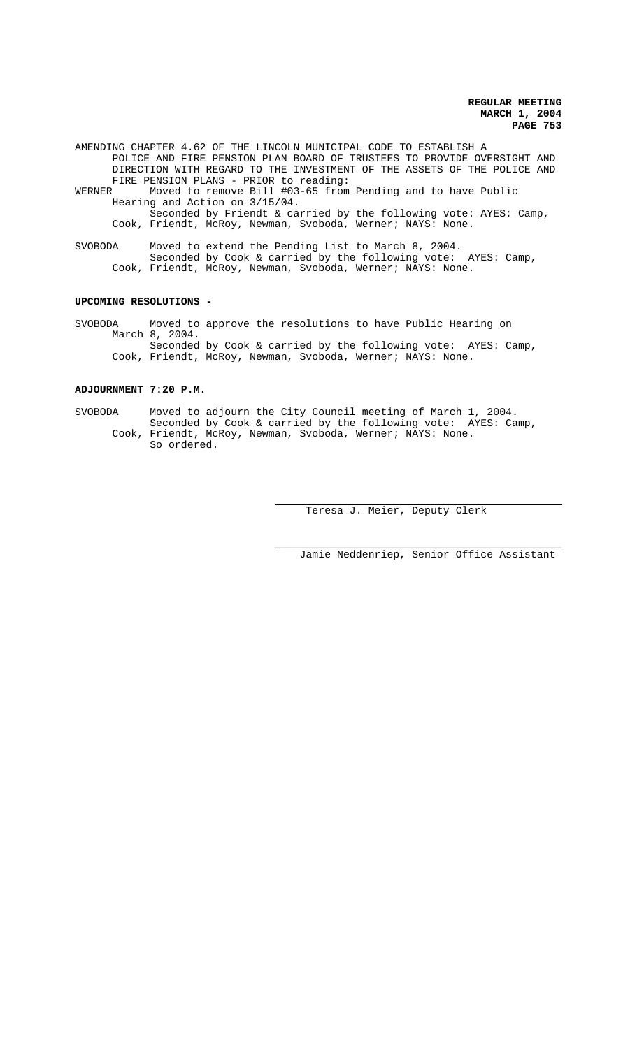AMENDING CHAPTER 4.62 OF THE LINCOLN MUNICIPAL CODE TO ESTABLISH A POLICE AND FIRE PENSION PLAN BOARD OF TRUSTEES TO PROVIDE OVERSIGHT AND DIRECTION WITH REGARD TO THE INVESTMENT OF THE ASSETS OF THE POLICE AND FIRE PENSION PLANS - PRIOR to reading:

WERNER Moved to remove Bill #03-65 from Pending and to have Public Hearing and Action on 3/15/04.
Seconded by Friendt & carried by the following vote: AYES: Camp, Cook, Friendt, McRoy, Newman, Svoboda, Werner; NAYS: None.

SVOBODA Moved to extend the Pending List to March 8, 2004.
Seconded by Cook & carried by the following vote: AYES: Camp, Cook, Friendt, McRoy, Newman, Svoboda, Werner; NAYS: None.

**UPCOMING RESOLUTIONS -**

SVOBODA Moved to approve the resolutions to have Public Hearing on March 8, 2004.
Seconded by Cook & carried by the following vote: AYES: Camp, Cook, Friendt, McRoy, Newman, Svoboda, Werner; NAYS: None.

**ADJOURNMENT 7:20 P.M.**

SVOBODA Moved to adjourn the City Council meeting of March 1, 2004.
Seconded by Cook & carried by the following vote: AYES: Camp, Cook, Friendt, McRoy, Newman, Svoboda, Werner; NAYS: None.
So ordered.

Teresa J. Meier, Deputy Clerk

Jamie Neddenriep, Senior Office Assistant